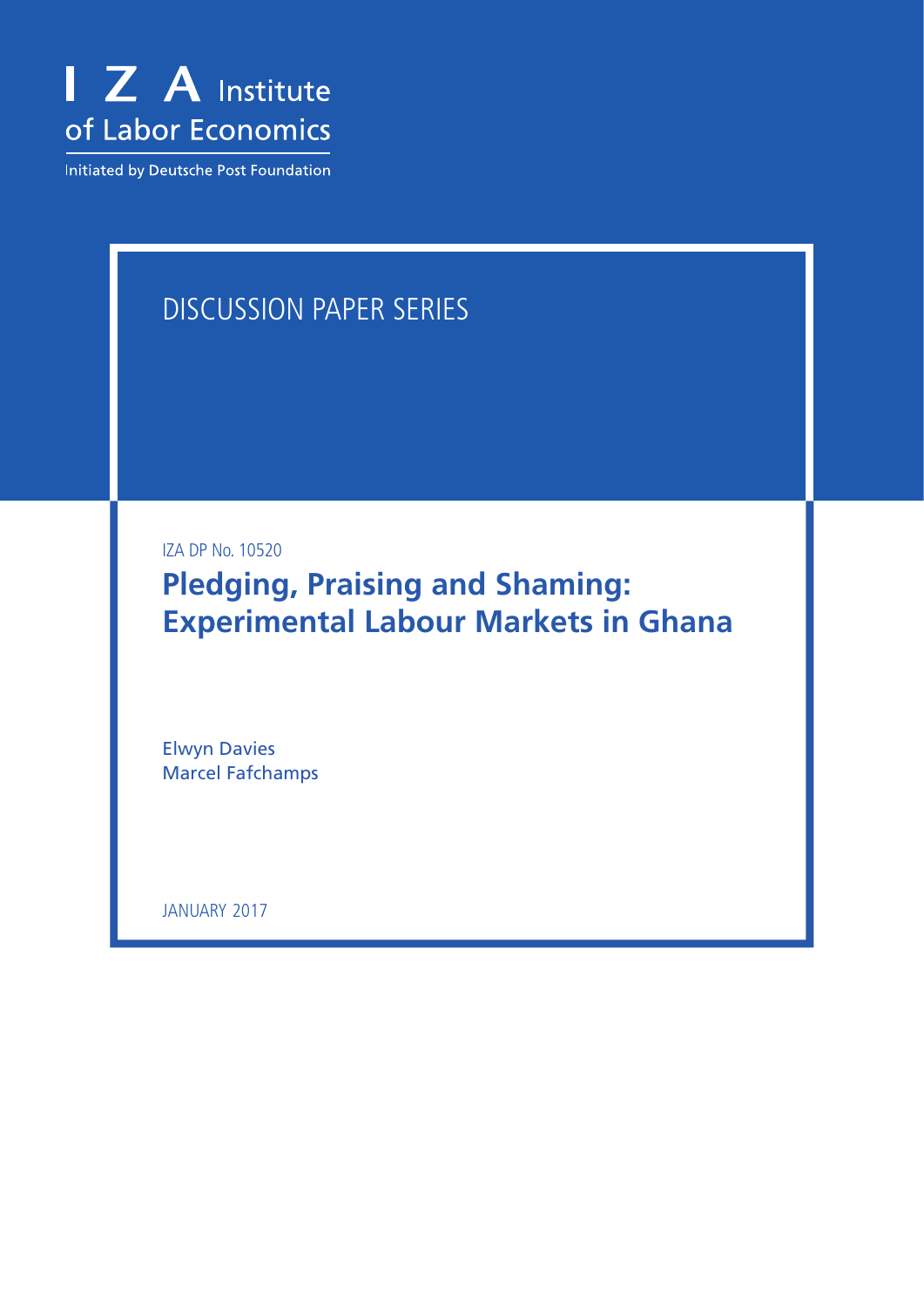I Z A Institute of Labor Economics

Initiated by Deutsche Post Foundation

DISCUSSION PAPER SERIES

IZA DP No. 10520

# Pledging, Praising and Shaming: Experimental Labour Markets in Ghana

Elwyn Davies
Marcel Fafchamps

JANUARY 2017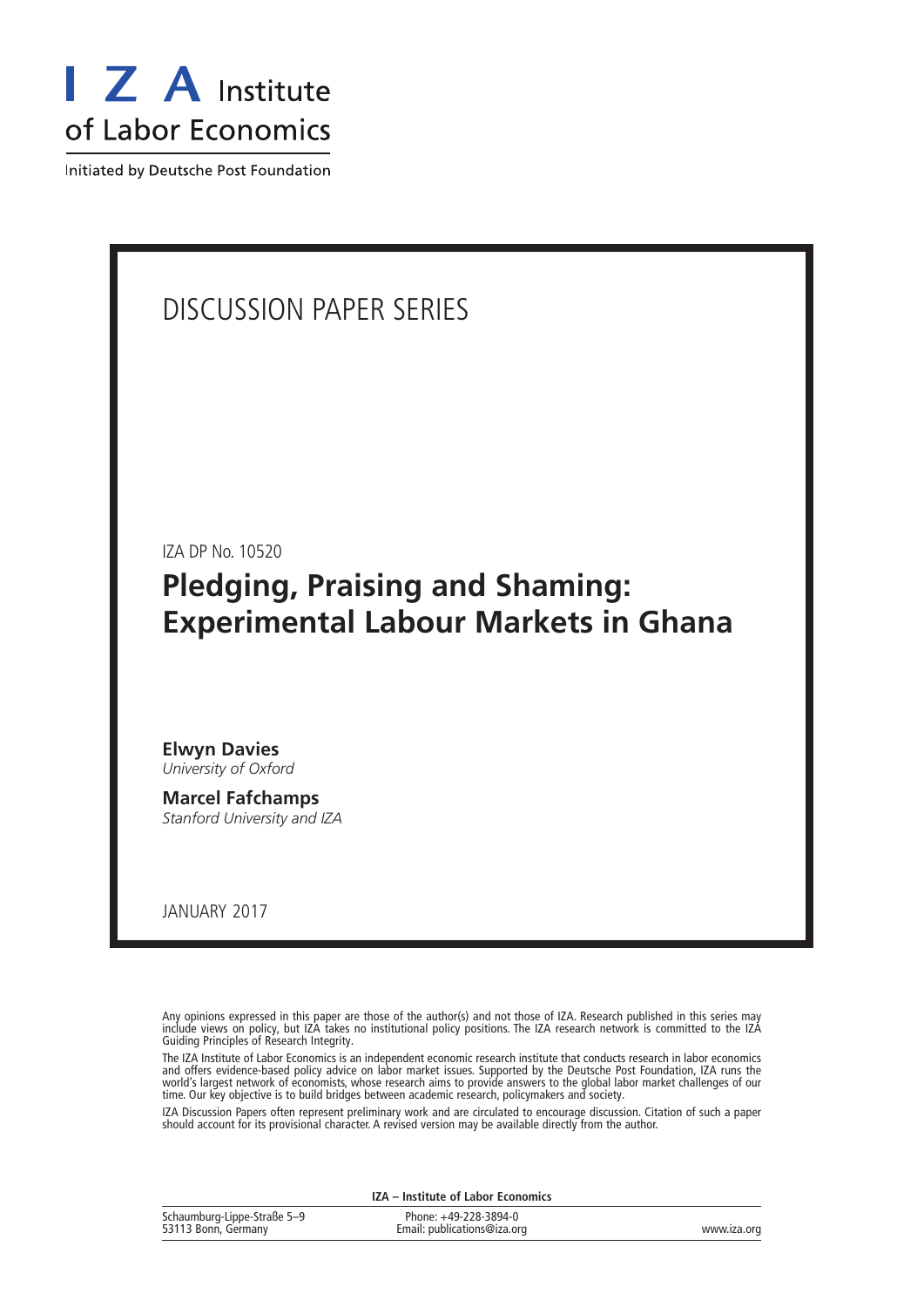I Z A Institute of Labor Economics

Initiated by Deutsche Post Foundation

DISCUSSION PAPER SERIES

IZA DP No. 10520

# Pledging, Praising and Shaming: Experimental Labour Markets in Ghana

**Elwyn Davies**
*University of Oxford*

**Marcel Fafchamps**
*Stanford University and IZA*

JANUARY 2017

Any opinions expressed in this paper are those of the author(s) and not those of IZA. Research published in this series may include views on policy, but IZA takes no institutional policy positions. The IZA research network is committed to the IZA Guiding Principles of Research Integrity.

The IZA Institute of Labor Economics is an independent economic research institute that conducts research in labor economics and offers evidence-based policy advice on labor market issues. Supported by the Deutsche Post Foundation, IZA runs the world's largest network of economists, whose research aims to provide answers to the global labor market challenges of our time. Our key objective is to build bridges between academic research, policymakers and society.

IZA Discussion Papers often represent preliminary work and are circulated to encourage discussion. Citation of such a paper should account for its provisional character. A revised version may be available directly from the author.

**IZA – Institute of Labor Economics**

| | | |
|---|---|---|
| Schaumburg-Lippe-Straße 5–9<br>53113 Bonn, Germany | Phone: +49-228-3894-0<br>Email: publications@iza.org | www.iza.org |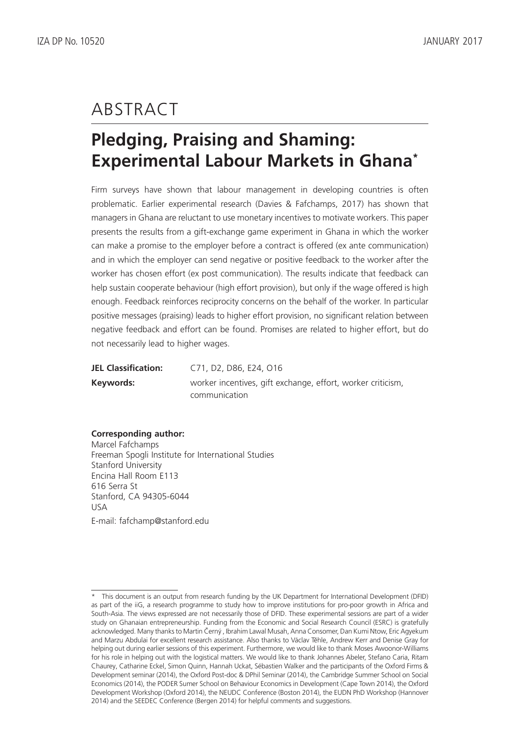# ABSTRACT

## Pledging, Praising and Shaming: Experimental Labour Markets in Ghana*

Firm surveys have shown that labour management in developing countries is often problematic. Earlier experimental research (Davies & Fafchamps, 2017) has shown that managers in Ghana are reluctant to use monetary incentives to motivate workers. This paper presents the results from a gift-exchange game experiment in Ghana in which the worker can make a promise to the employer before a contract is offered (ex ante communication) and in which the employer can send negative or positive feedback to the worker after the worker has chosen effort (ex post communication). The results indicate that feedback can help sustain cooperate behaviour (high effort provision), but only if the wage offered is high enough. Feedback reinforces reciprocity concerns on the behalf of the worker. In particular positive messages (praising) leads to higher effort provision, no significant relation between negative feedback and effort can be found. Promises are related to higher effort, but do not necessarily lead to higher wages.

**JEL Classification:** C71, D2, D86, E24, O16

**Keywords:** worker incentives, gift exchange, effort, worker criticism, communication

**Corresponding author:**
Marcel Fafchamps
Freeman Spogli Institute for International Studies
Stanford University
Encina Hall Room E113
616 Serra St
Stanford, CA 94305-6044
USA
E-mail: fafchamp@stanford.edu

---

* This document is an output from research funding by the UK Department for International Development (DFID) as part of the iiG, a research programme to study how to improve institutions for pro-poor growth in Africa and South-Asia. The views expressed are not necessarily those of DFID. These experimental sessions are part of a wider study on Ghanaian entrepreneurship. Funding from the Economic and Social Research Council (ESRC) is gratefully acknowledged. Many thanks to Martin Černý , Ibrahim Lawal Musah, Anna Consomer, Dan Kumi Ntow, Eric Agyekum and Marzu Abdulai for excellent research assistance. Also thanks to Václav Těhle, Andrew Kerr and Denise Gray for helping out during earlier sessions of this experiment. Furthermore, we would like to thank Moses Awoonor-Williams for his role in helping out with the logistical matters. We would like to thank Johannes Abeler, Stefano Caria, Ritam Chaurey, Catharine Eckel, Simon Quinn, Hannah Uckat, Sébastien Walker and the participants of the Oxford Firms & Development seminar (2014), the Oxford Post-doc & DPhil Seminar (2014), the Cambridge Summer School on Social Economics (2014), the PODER Sumer School on Behaviour Economics in Development (Cape Town 2014), the Oxford Development Workshop (Oxford 2014), the NEUDC Conference (Boston 2014), the EUDN PhD Workshop (Hannover 2014) and the SEEDEC Conference (Bergen 2014) for helpful comments and suggestions.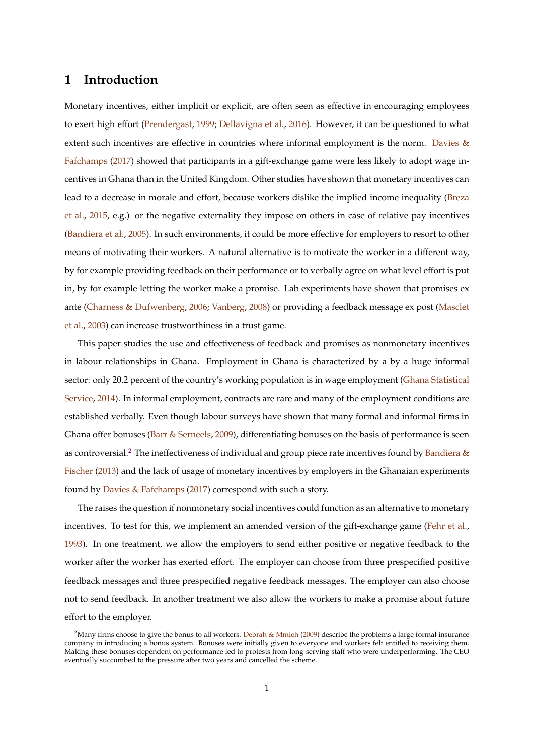# 1 Introduction

Monetary incentives, either implicit or explicit, are often seen as effective in encouraging employees to exert high effort (Prendergast, 1999; Dellavigna et al., 2016). However, it can be questioned to what extent such incentives are effective in countries where informal employment is the norm. Davies & Fafchamps (2017) showed that participants in a gift-exchange game were less likely to adopt wage incentives in Ghana than in the United Kingdom. Other studies have shown that monetary incentives can lead to a decrease in morale and effort, because workers dislike the implied income inequality (Breza et al., 2015, e.g.) or the negative externality they impose on others in case of relative pay incentives (Bandiera et al., 2005). In such environments, it could be more effective for employers to resort to other means of motivating their workers. A natural alternative is to motivate the worker in a different way, by for example providing feedback on their performance or to verbally agree on what level effort is put in, by for example letting the worker make a promise. Lab experiments have shown that promises ex ante (Charness & Dufwenberg, 2006; Vanberg, 2008) or providing a feedback message ex post (Masclet et al., 2003) can increase trustworthiness in a trust game.

This paper studies the use and effectiveness of feedback and promises as nonmonetary incentives in labour relationships in Ghana. Employment in Ghana is characterized by a by a huge informal sector: only 20.2 percent of the country's working population is in wage employment (Ghana Statistical Service, 2014). In informal employment, contracts are rare and many of the employment conditions are established verbally. Even though labour surveys have shown that many formal and informal firms in Ghana offer bonuses (Barr & Serneels, 2009), differentiating bonuses on the basis of performance is seen as controversial.[2] The ineffectiveness of individual and group piece rate incentives found by Bandiera & Fischer (2013) and the lack of usage of monetary incentives by employers in the Ghanaian experiments found by Davies & Fafchamps (2017) correspond with such a story.

The raises the question if nonmonetary social incentives could function as an alternative to monetary incentives. To test for this, we implement an amended version of the gift-exchange game (Fehr et al., 1993). In one treatment, we allow the employers to send either positive or negative feedback to the worker after the worker has exerted effort. The employer can choose from three prespecified positive feedback messages and three prespecified negative feedback messages. The employer can also choose not to send feedback. In another treatment we also allow the workers to make a promise about future effort to the employer.

[2]Many firms choose to give the bonus to all workers. Debrah & Mmieh (2009) describe the problems a large formal insurance company in introducing a bonus system. Bonuses were initially given to everyone and workers felt entitled to receiving them. Making these bonuses dependent on performance led to protests from long-serving staff who were underperforming. The CEO eventually succumbed to the pressure after two years and cancelled the scheme.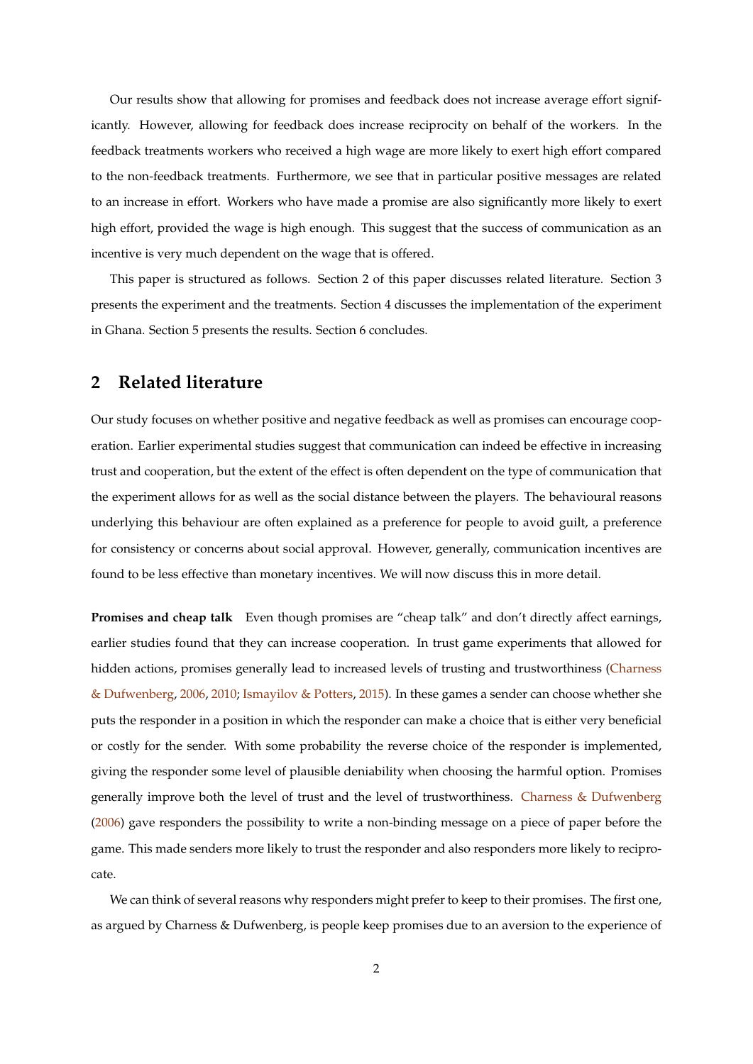Our results show that allowing for promises and feedback does not increase average effort significantly. However, allowing for feedback does increase reciprocity on behalf of the workers. In the feedback treatments workers who received a high wage are more likely to exert high effort compared to the non-feedback treatments. Furthermore, we see that in particular positive messages are related to an increase in effort. Workers who have made a promise are also significantly more likely to exert high effort, provided the wage is high enough. This suggest that the success of communication as an incentive is very much dependent on the wage that is offered.

This paper is structured as follows. Section 2 of this paper discusses related literature. Section 3 presents the experiment and the treatments. Section 4 discusses the implementation of the experiment in Ghana. Section 5 presents the results. Section 6 concludes.

## 2 Related literature

Our study focuses on whether positive and negative feedback as well as promises can encourage cooperation. Earlier experimental studies suggest that communication can indeed be effective in increasing trust and cooperation, but the extent of the effect is often dependent on the type of communication that the experiment allows for as well as the social distance between the players. The behavioural reasons underlying this behaviour are often explained as a preference for people to avoid guilt, a preference for consistency or concerns about social approval. However, generally, communication incentives are found to be less effective than monetary incentives. We will now discuss this in more detail.

**Promises and cheap talk** Even though promises are "cheap talk" and don't directly affect earnings, earlier studies found that they can increase cooperation. In trust game experiments that allowed for hidden actions, promises generally lead to increased levels of trusting and trustworthiness (Charness & Dufwenberg, 2006, 2010; Ismayilov & Potters, 2015). In these games a sender can choose whether she puts the responder in a position in which the responder can make a choice that is either very beneficial or costly for the sender. With some probability the reverse choice of the responder is implemented, giving the responder some level of plausible deniability when choosing the harmful option. Promises generally improve both the level of trust and the level of trustworthiness. Charness & Dufwenberg (2006) gave responders the possibility to write a non-binding message on a piece of paper before the game. This made senders more likely to trust the responder and also responders more likely to reciprocate.

We can think of several reasons why responders might prefer to keep to their promises. The first one, as argued by Charness & Dufwenberg, is people keep promises due to an aversion to the experience of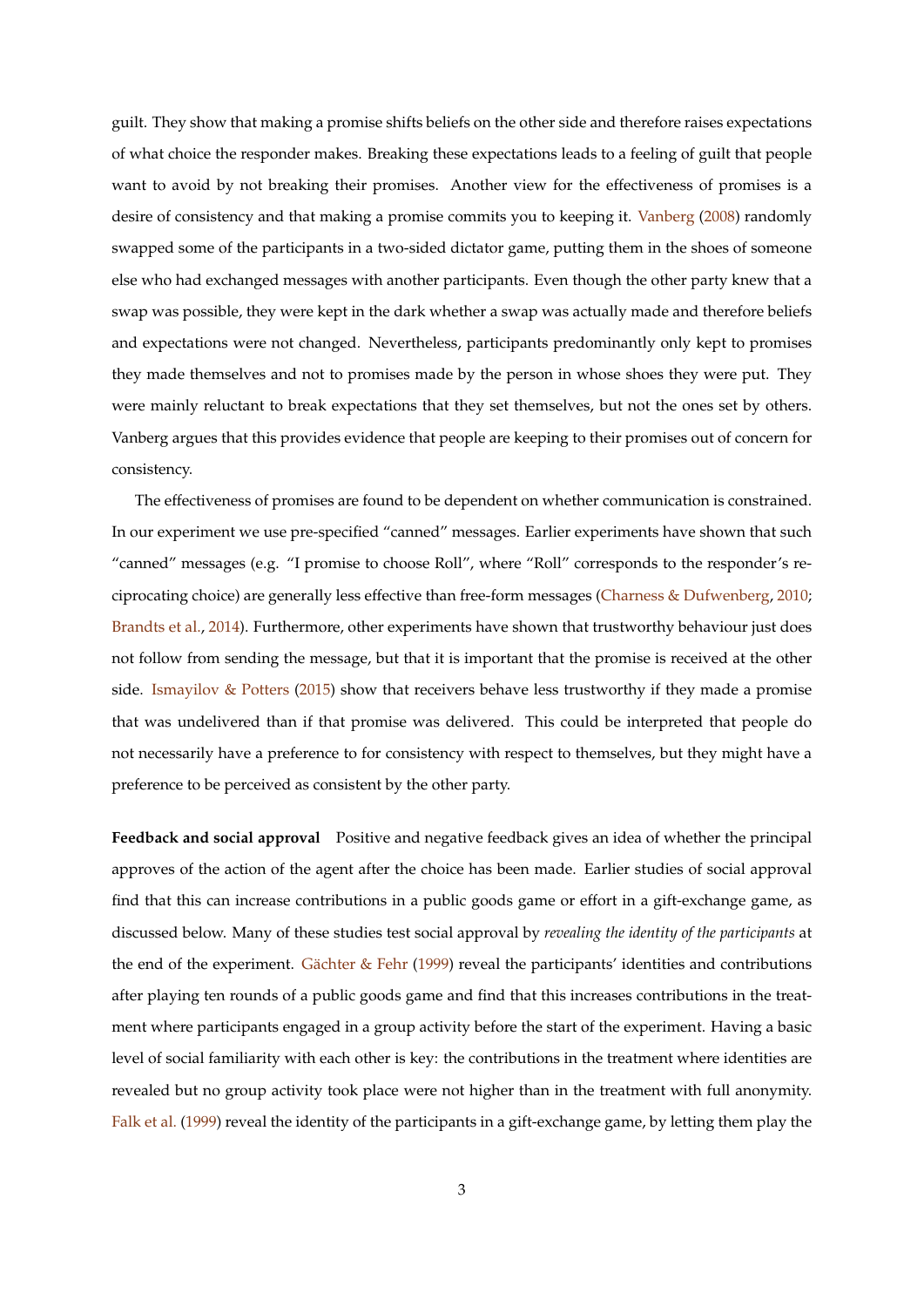guilt. They show that making a promise shifts beliefs on the other side and therefore raises expectations of what choice the responder makes. Breaking these expectations leads to a feeling of guilt that people want to avoid by not breaking their promises. Another view for the effectiveness of promises is a desire of consistency and that making a promise commits you to keeping it. Vanberg (2008) randomly swapped some of the participants in a two-sided dictator game, putting them in the shoes of someone else who had exchanged messages with another participants. Even though the other party knew that a swap was possible, they were kept in the dark whether a swap was actually made and therefore beliefs and expectations were not changed. Nevertheless, participants predominantly only kept to promises they made themselves and not to promises made by the person in whose shoes they were put. They were mainly reluctant to break expectations that they set themselves, but not the ones set by others. Vanberg argues that this provides evidence that people are keeping to their promises out of concern for consistency.

The effectiveness of promises are found to be dependent on whether communication is constrained. In our experiment we use pre-specified "canned" messages. Earlier experiments have shown that such "canned" messages (e.g. "I promise to choose Roll", where "Roll" corresponds to the responder's reciprocating choice) are generally less effective than free-form messages (Charness & Dufwenberg, 2010; Brandts et al., 2014). Furthermore, other experiments have shown that trustworthy behaviour just does not follow from sending the message, but that it is important that the promise is received at the other side. Ismayilov & Potters (2015) show that receivers behave less trustworthy if they made a promise that was undelivered than if that promise was delivered. This could be interpreted that people do not necessarily have a preference to for consistency with respect to themselves, but they might have a preference to be perceived as consistent by the other party.

**Feedback and social approval** Positive and negative feedback gives an idea of whether the principal approves of the action of the agent after the choice has been made. Earlier studies of social approval find that this can increase contributions in a public goods game or effort in a gift-exchange game, as discussed below. Many of these studies test social approval by *revealing the identity of the participants* at the end of the experiment. Gächter & Fehr (1999) reveal the participants' identities and contributions after playing ten rounds of a public goods game and find that this increases contributions in the treatment where participants engaged in a group activity before the start of the experiment. Having a basic level of social familiarity with each other is key: the contributions in the treatment where identities are revealed but no group activity took place were not higher than in the treatment with full anonymity. Falk et al. (1999) reveal the identity of the participants in a gift-exchange game, by letting them play the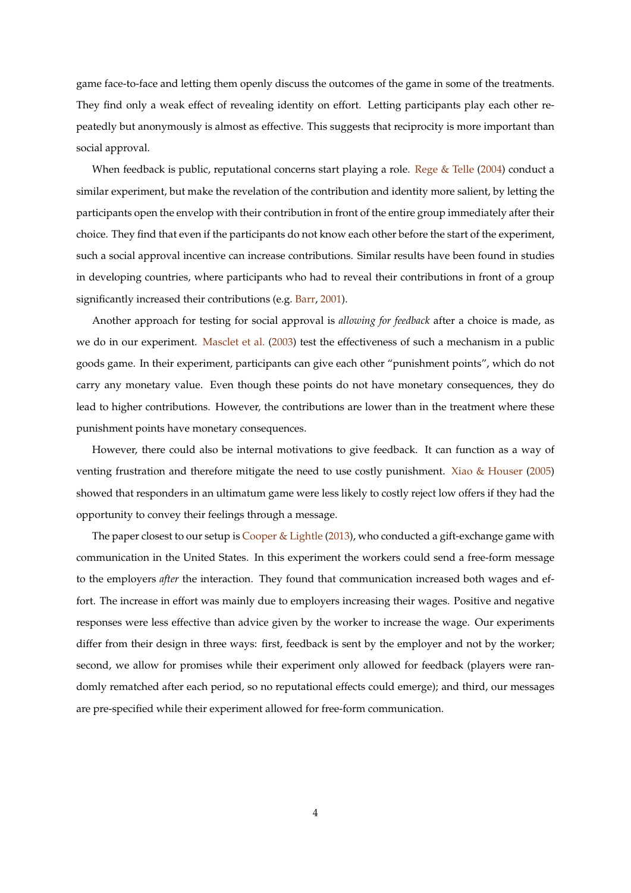game face-to-face and letting them openly discuss the outcomes of the game in some of the treatments. They find only a weak effect of revealing identity on effort. Letting participants play each other repeatedly but anonymously is almost as effective. This suggests that reciprocity is more important than social approval.

When feedback is public, reputational concerns start playing a role. Rege & Telle (2004) conduct a similar experiment, but make the revelation of the contribution and identity more salient, by letting the participants open the envelop with their contribution in front of the entire group immediately after their choice. They find that even if the participants do not know each other before the start of the experiment, such a social approval incentive can increase contributions. Similar results have been found in studies in developing countries, where participants who had to reveal their contributions in front of a group significantly increased their contributions (e.g. Barr, 2001).

Another approach for testing for social approval is *allowing for feedback* after a choice is made, as we do in our experiment. Masclet et al. (2003) test the effectiveness of such a mechanism in a public goods game. In their experiment, participants can give each other "punishment points", which do not carry any monetary value. Even though these points do not have monetary consequences, they do lead to higher contributions. However, the contributions are lower than in the treatment where these punishment points have monetary consequences.

However, there could also be internal motivations to give feedback. It can function as a way of venting frustration and therefore mitigate the need to use costly punishment. Xiao & Houser (2005) showed that responders in an ultimatum game were less likely to costly reject low offers if they had the opportunity to convey their feelings through a message.

The paper closest to our setup is Cooper & Lightle (2013), who conducted a gift-exchange game with communication in the United States. In this experiment the workers could send a free-form message to the employers *after* the interaction. They found that communication increased both wages and effort. The increase in effort was mainly due to employers increasing their wages. Positive and negative responses were less effective than advice given by the worker to increase the wage. Our experiments differ from their design in three ways: first, feedback is sent by the employer and not by the worker; second, we allow for promises while their experiment only allowed for feedback (players were randomly rematched after each period, so no reputational effects could emerge); and third, our messages are pre-specified while their experiment allowed for free-form communication.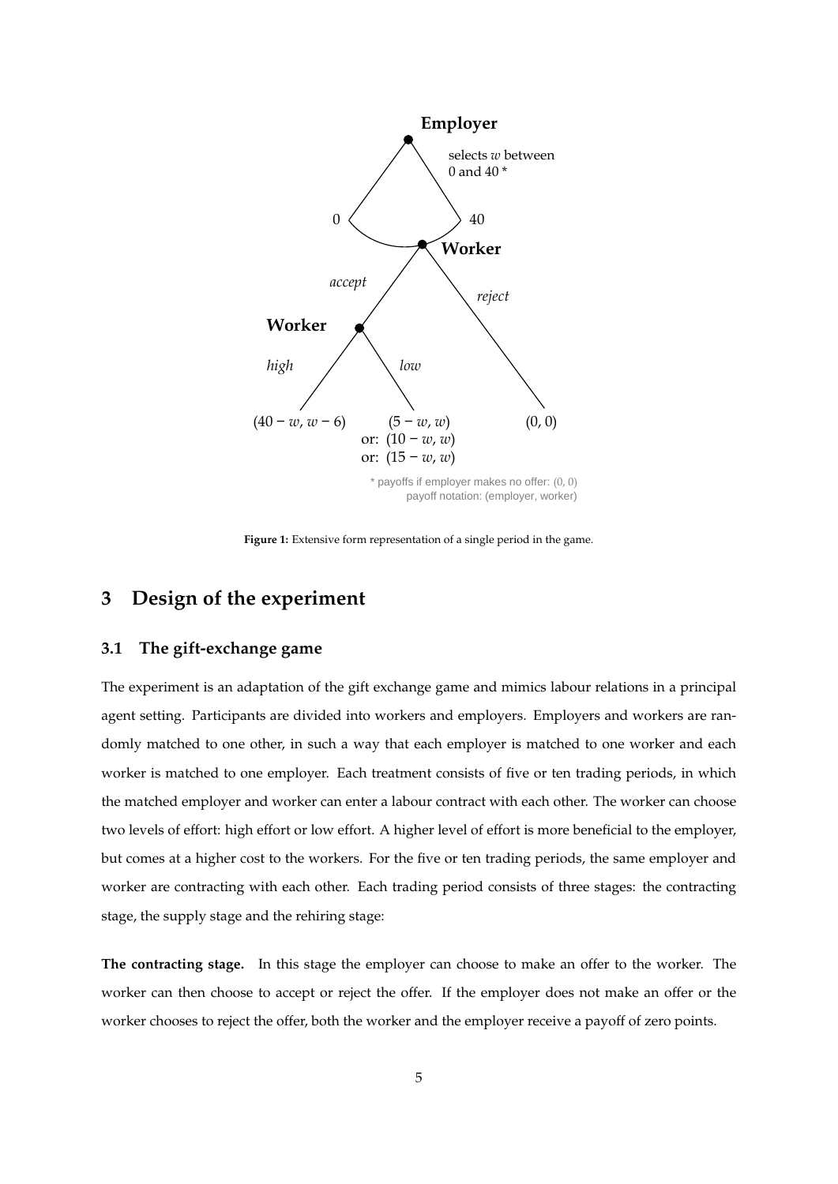Figure 1: Extensive form representation of a single period in the game.

## 3 Design of the experiment

### 3.1 The gift-exchange game

The experiment is an adaptation of the gift exchange game and mimics labour relations in a principal agent setting. Participants are divided into workers and employers. Employers and workers are randomly matched to one other, in such a way that each employer is matched to one worker and each worker is matched to one employer. Each treatment consists of five or ten trading periods, in which the matched employer and worker can enter a labour contract with each other. The worker can choose two levels of effort: high effort or low effort. A higher level of effort is more beneficial to the employer, but comes at a higher cost to the workers. For the five or ten trading periods, the same employer and worker are contracting with each other. Each trading period consists of three stages: the contracting stage, the supply stage and the rehiring stage:

**The contracting stage.** In this stage the employer can choose to make an offer to the worker. The worker can then choose to accept or reject the offer. If the employer does not make an offer or the worker chooses to reject the offer, both the worker and the employer receive a payoff of zero points.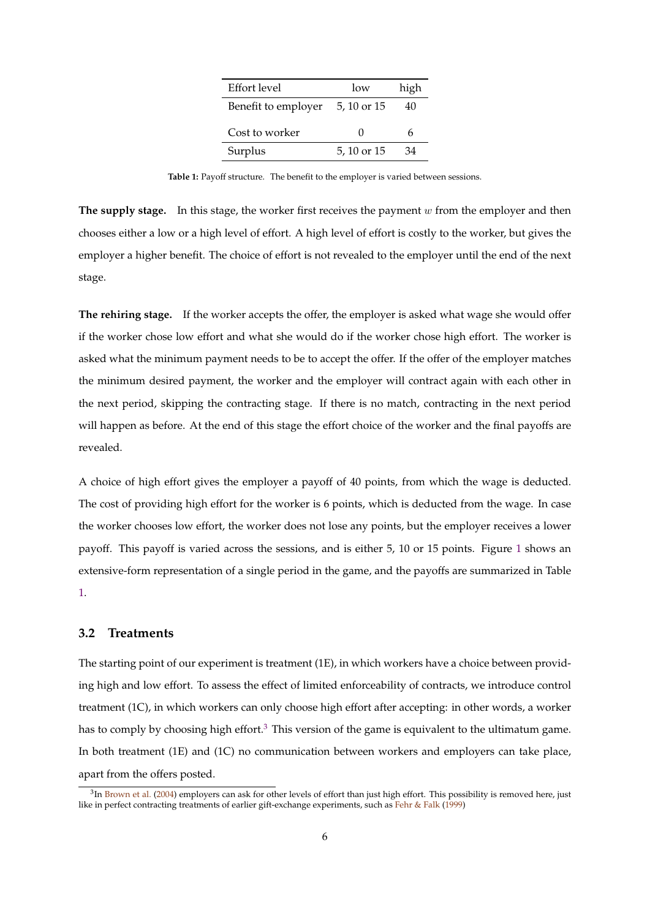| Effort level | low | high |
| --- | --- | --- |
| Benefit to employer | 5, 10 or 15 | 40 |
| Cost to worker | 0 | 6 |
| Surplus | 5, 10 or 15 | 34 |

**Table 1:** Payoff structure. The benefit to the employer is varied between sessions.

**The supply stage.** In this stage, the worker first receives the payment $w$ from the employer and then chooses either a low or a high level of effort. A high level of effort is costly to the worker, but gives the employer a higher benefit. The choice of effort is not revealed to the employer until the end of the next stage.

**The rehiring stage.** If the worker accepts the offer, the employer is asked what wage she would offer if the worker chose low effort and what she would do if the worker chose high effort. The worker is asked what the minimum payment needs to be to accept the offer. If the offer of the employer matches the minimum desired payment, the worker and the employer will contract again with each other in the next period, skipping the contracting stage. If there is no match, contracting in the next period will happen as before. At the end of this stage the effort choice of the worker and the final payoffs are revealed.

A choice of high effort gives the employer a payoff of 40 points, from which the wage is deducted. The cost of providing high effort for the worker is 6 points, which is deducted from the wage. In case the worker chooses low effort, the worker does not lose any points, but the employer receives a lower payoff. This payoff is varied across the sessions, and is either 5, 10 or 15 points. Figure 1 shows an extensive-form representation of a single period in the game, and the payoffs are summarized in Table 1.

### 3.2 Treatments

The starting point of our experiment is treatment (1E), in which workers have a choice between providing high and low effort. To assess the effect of limited enforceability of contracts, we introduce control treatment (1C), in which workers can only choose high effort after accepting: in other words, a worker has to comply by choosing high effort.[3] This version of the game is equivalent to the ultimatum game. In both treatment (1E) and (1C) no communication between workers and employers can take place, apart from the offers posted.

[3] In Brown et al. (2004) employers can ask for other levels of effort than just high effort. This possibility is removed here, just like in perfect contracting treatments of earlier gift-exchange experiments, such as Fehr & Falk (1999)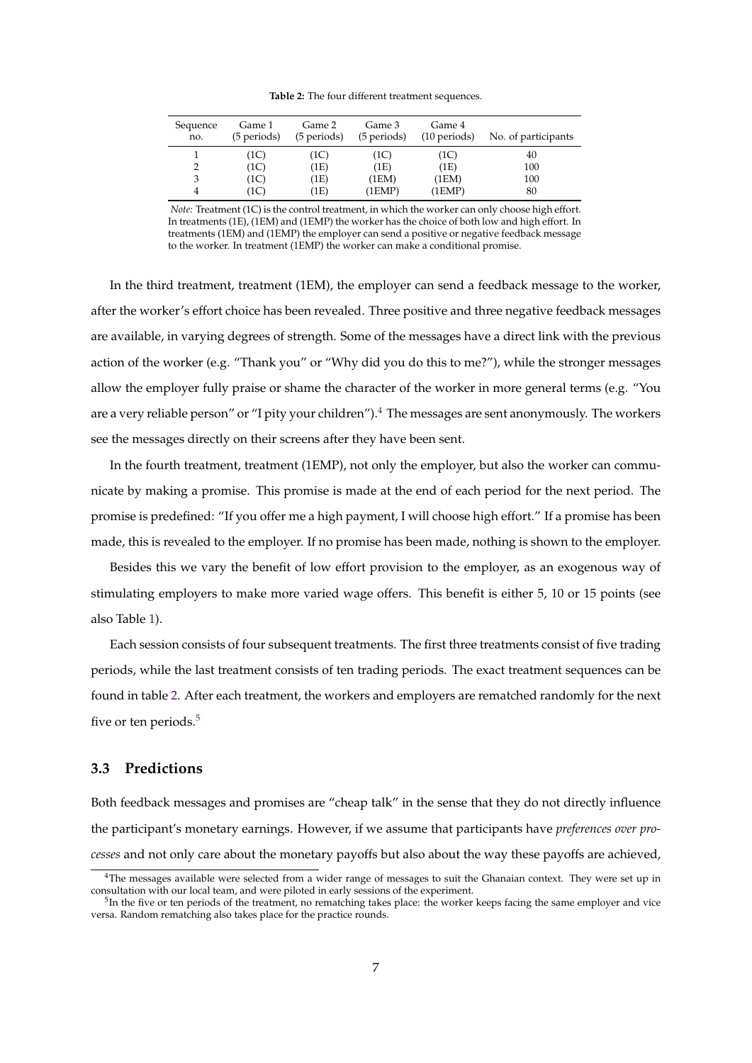**Table 2:** The four different treatment sequences.

| Sequence no. | Game 1 (5 periods) | Game 2 (5 periods) | Game 3 (5 periods) | Game 4 (10 periods) | No. of participants |
|---|---|---|---|---|---|
| 1 | (1C) | (1C) | (1C) | (1C) | 40 |
| 2 | (1C) | (1E) | (1E) | (1E) | 100 |
| 3 | (1C) | (1E) | (1EM) | (1EM) | 100 |
| 4 | (1C) | (1E) | (1EMP) | (1EMP) | 80 |

*Note:* Treatment (1C) is the control treatment, in which the worker can only choose high effort. In treatments (1E), (1EM) and (1EMP) the worker has the choice of both low and high effort. In treatments (1EM) and (1EMP) the employer can send a positive or negative feedback message to the worker. In treatment (1EMP) the worker can make a conditional promise.

In the third treatment, treatment (1EM), the employer can send a feedback message to the worker, after the worker's effort choice has been revealed. Three positive and three negative feedback messages are available, in varying degrees of strength. Some of the messages have a direct link with the previous action of the worker (e.g. "Thank you" or "Why did you do this to me?"), while the stronger messages allow the employer fully praise or shame the character of the worker in more general terms (e.g. "You are a very reliable person" or "I pity your children").[4] The messages are sent anonymously. The workers see the messages directly on their screens after they have been sent.

In the fourth treatment, treatment (1EMP), not only the employer, but also the worker can communicate by making a promise. This promise is made at the end of each period for the next period. The promise is predefined: "If you offer me a high payment, I will choose high effort." If a promise has been made, this is revealed to the employer. If no promise has been made, nothing is shown to the employer.

Besides this we vary the benefit of low effort provision to the employer, as an exogenous way of stimulating employers to make more varied wage offers. This benefit is either 5, 10 or 15 points (see also Table 1).

Each session consists of four subsequent treatments. The first three treatments consist of five trading periods, while the last treatment consists of ten trading periods. The exact treatment sequences can be found in table 2. After each treatment, the workers and employers are rematched randomly for the next five or ten periods.[5]

### 3.3 Predictions

Both feedback messages and promises are "cheap talk" in the sense that they do not directly influence the participant's monetary earnings. However, if we assume that participants have *preferences over processes* and not only care about the monetary payoffs but also about the way these payoffs are achieved,

[4] The messages available were selected from a wider range of messages to suit the Ghanaian context. They were set up in consultation with our local team, and were piloted in early sessions of the experiment.

[5] In the five or ten periods of the treatment, no rematching takes place: the worker keeps facing the same employer and vice versa. Random rematching also takes place for the practice rounds.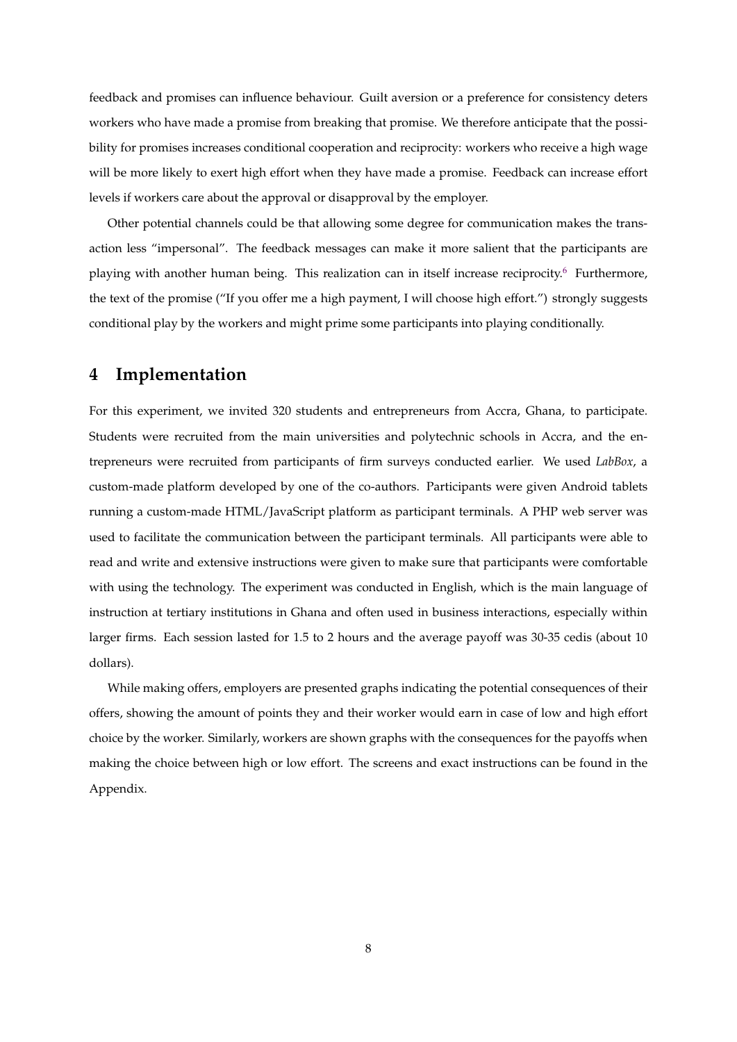feedback and promises can influence behaviour. Guilt aversion or a preference for consistency deters workers who have made a promise from breaking that promise. We therefore anticipate that the possibility for promises increases conditional cooperation and reciprocity: workers who receive a high wage will be more likely to exert high effort when they have made a promise. Feedback can increase effort levels if workers care about the approval or disapproval by the employer.

Other potential channels could be that allowing some degree for communication makes the transaction less "impersonal". The feedback messages can make it more salient that the participants are playing with another human being. This realization can in itself increase reciprocity.[6] Furthermore, the text of the promise ("If you offer me a high payment, I will choose high effort.") strongly suggests conditional play by the workers and might prime some participants into playing conditionally.

# 4 Implementation

For this experiment, we invited 320 students and entrepreneurs from Accra, Ghana, to participate. Students were recruited from the main universities and polytechnic schools in Accra, and the entrepreneurs were recruited from participants of firm surveys conducted earlier. We used *LabBox*, a custom-made platform developed by one of the co-authors. Participants were given Android tablets running a custom-made HTML/JavaScript platform as participant terminals. A PHP web server was used to facilitate the communication between the participant terminals. All participants were able to read and write and extensive instructions were given to make sure that participants were comfortable with using the technology. The experiment was conducted in English, which is the main language of instruction at tertiary institutions in Ghana and often used in business interactions, especially within larger firms. Each session lasted for 1.5 to 2 hours and the average payoff was 30-35 cedis (about 10 dollars).

While making offers, employers are presented graphs indicating the potential consequences of their offers, showing the amount of points they and their worker would earn in case of low and high effort choice by the worker. Similarly, workers are shown graphs with the consequences for the payoffs when making the choice between high or low effort. The screens and exact instructions can be found in the Appendix.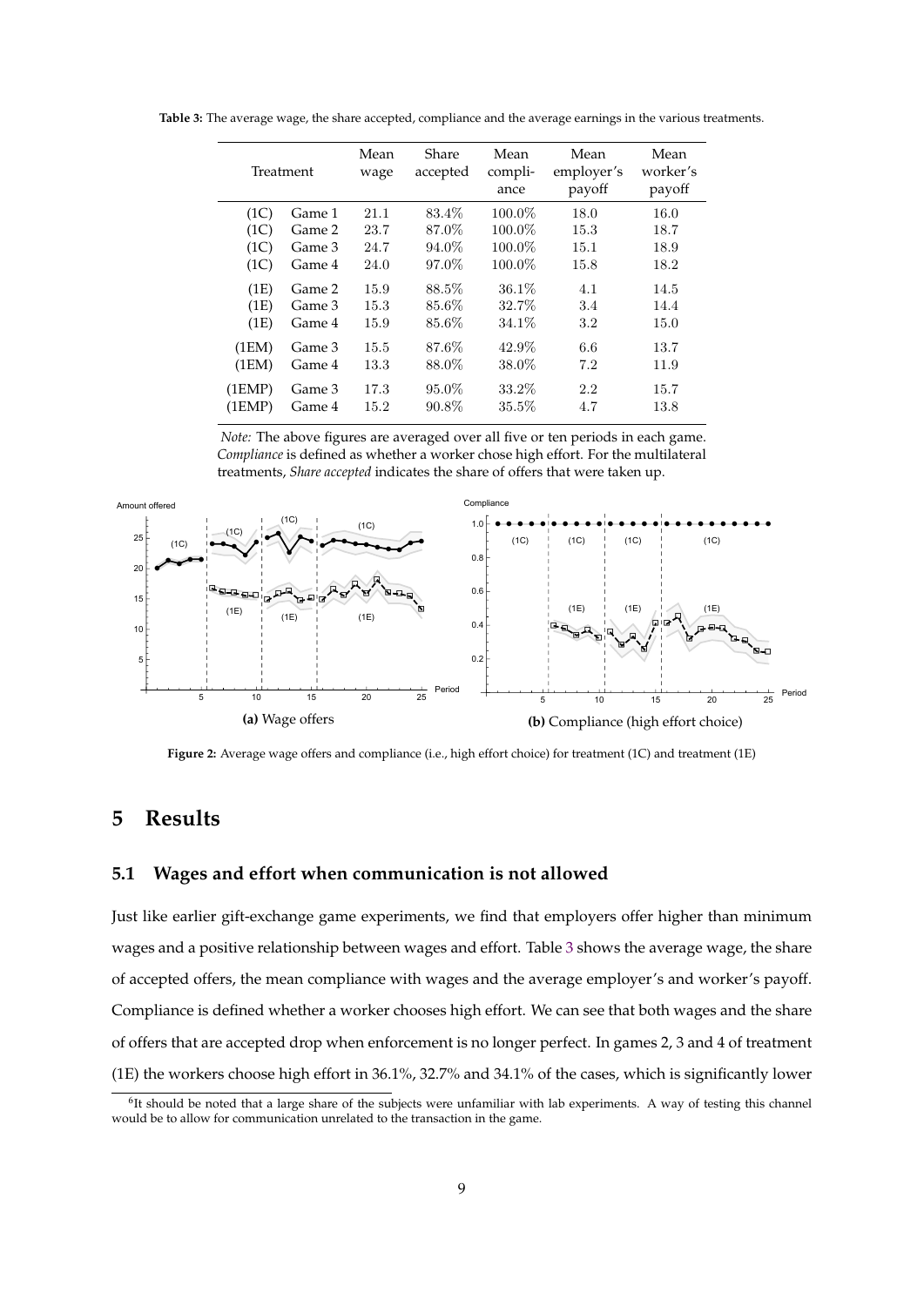**Table 3:** The average wage, the share accepted, compliance and the average earnings in the various treatments.

| Treatment | | Mean wage | Share accepted | Mean compliance | Mean employer's payoff | Mean worker's payoff |
|---|---|---|---|---|---|---|
| (1C) | Game 1 | 21.1 | 83.4% | 100.0% | 18.0 | 16.0 |
| (1C) | Game 2 | 23.7 | 87.0% | 100.0% | 15.3 | 18.7 |
| (1C) | Game 3 | 24.7 | 94.0% | 100.0% | 15.1 | 18.9 |
| (1C) | Game 4 | 24.0 | 97.0% | 100.0% | 15.8 | 18.2 |
| (1E) | Game 2 | 15.9 | 88.5% | 36.1% | 4.1 | 14.5 |
| (1E) | Game 3 | 15.3 | 85.6% | 32.7% | 3.4 | 14.4 |
| (1E) | Game 4 | 15.9 | 85.6% | 34.1% | 3.2 | 15.0 |
| (1EM) | Game 3 | 15.5 | 87.6% | 42.9% | 6.6 | 13.7 |
| (1EM) | Game 4 | 13.3 | 88.0% | 38.0% | 7.2 | 11.9 |
| (1EMP) | Game 3 | 17.3 | 95.0% | 33.2% | 2.2 | 15.7 |
| (1EMP) | Game 4 | 15.2 | 90.8% | 35.5% | 4.7 | 13.8 |

*Note:* The above figures are averaged over all five or ten periods in each game. *Compliance* is defined as whether a worker chose high effort. For the multilateral treatments, *Share accepted* indicates the share of offers that were taken up.

**(a)** Wage offers

**(b)** Compliance (high effort choice)

**Figure 2:** Average wage offers and compliance (i.e., high effort choice) for treatment (1C) and treatment (1E)

# 5 Results

## 5.1 Wages and effort when communication is not allowed

Just like earlier gift-exchange game experiments, we find that employers offer higher than minimum wages and a positive relationship between wages and effort. Table 3 shows the average wage, the share of accepted offers, the mean compliance with wages and the average employer's and worker's payoff. Compliance is defined whether a worker chooses high effort. We can see that both wages and the share of offers that are accepted drop when enforcement is no longer perfect. In games 2, 3 and 4 of treatment (1E) the workers choose high effort in 36.1%, 32.7% and 34.1% of the cases, which is significantly lower

[6] It should be noted that a large share of the subjects were unfamiliar with lab experiments. A way of testing this channel would be to allow for communication unrelated to the transaction in the game.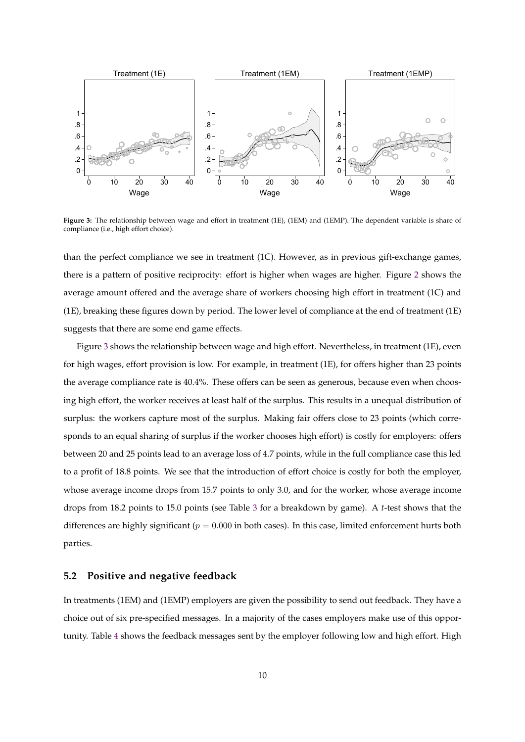**Figure 3:** The relationship between wage and effort in treatment (1E), (1EM) and (1EMP). The dependent variable is share of compliance (i.e., high effort choice).

than the perfect compliance we see in treatment (1C). However, as in previous gift-exchange games, there is a pattern of positive reciprocity: effort is higher when wages are higher. Figure 2 shows the average amount offered and the average share of workers choosing high effort in treatment (1C) and (1E), breaking these figures down by period. The lower level of compliance at the end of treatment (1E) suggests that there are some end game effects.

Figure 3 shows the relationship between wage and high effort. Nevertheless, in treatment (1E), even for high wages, effort provision is low. For example, in treatment (1E), for offers higher than 23 points the average compliance rate is 40.4%. These offers can be seen as generous, because even when choosing high effort, the worker receives at least half of the surplus. This results in a unequal distribution of surplus: the workers capture most of the surplus. Making fair offers close to 23 points (which corresponds to an equal sharing of surplus if the worker chooses high effort) is costly for employers: offers between 20 and 25 points lead to an average loss of 4.7 points, while in the full compliance case this led to a profit of 18.8 points. We see that the introduction of effort choice is costly for both the employer, whose average income drops from 15.7 points to only 3.0, and for the worker, whose average income drops from 18.2 points to 15.0 points (see Table 3 for a breakdown by game). A *t*-test shows that the differences are highly significant ($p = 0.000$ in both cases). In this case, limited enforcement hurts both parties.

## 5.2 Positive and negative feedback

In treatments (1EM) and (1EMP) employers are given the possibility to send out feedback. They have a choice out of six pre-specified messages. In a majority of the cases employers make use of this opportunity. Table 4 shows the feedback messages sent by the employer following low and high effort. High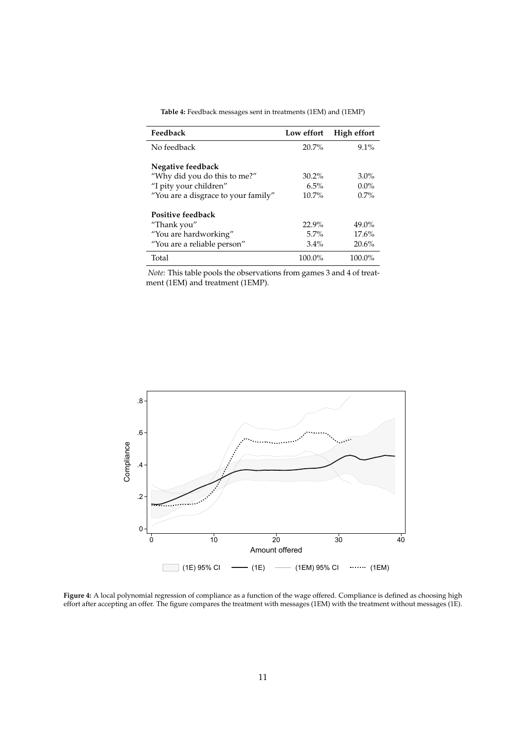**Table 4:** Feedback messages sent in treatments (1EM) and (1EMP)

| Feedback | Low effort | High effort |
|---|---|---|
| No feedback | 20.7% | 9.1% |
| **Negative feedback** | | |
| "Why did you do this to me?" | 30.2% | 3.0% |
| "I pity your children" | 6.5% | 0.0% |
| "You are a disgrace to your family" | 10.7% | 0.7% |
| **Positive feedback** | | |
| "Thank you" | 22.9% | 49.0% |
| "You are hardworking" | 5.7% | 17.6% |
| "You are a reliable person" | 3.4% | 20.6% |
| Total | 100.0% | 100.0% |

*Note:* This table pools the observations from games 3 and 4 of treatment (1EM) and treatment (1EMP).

**Figure 4:** A local polynomial regression of compliance as a function of the wage offered. Compliance is defined as choosing high effort after accepting an offer. The figure compares the treatment with messages (1EM) with the treatment without messages (1E).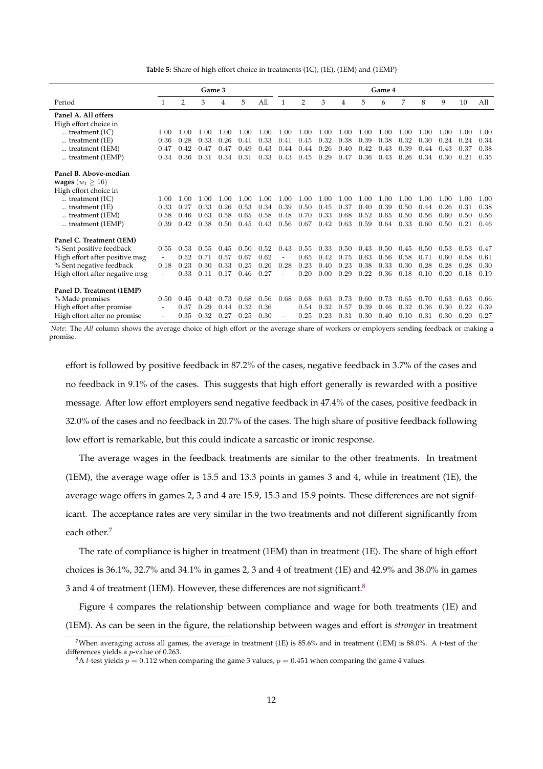**Table 5:** Share of high effort choice in treatments (1C), (1E), (1EM) and (1EMP)

| | Game 3 | | | | | | Game 4 | | | | | | | | | | |
|---|---|---|---|---|---|---|---|---|---|---|---|---|---|---|---|---|---|
| Period | 1 | 2 | 3 | 4 | 5 | All | 1 | 2 | 3 | 4 | 5 | 6 | 7 | 8 | 9 | 10 | All |
| **Panel A. All offers** | | | | | | | | | | | | | | | | | |
| High effort choice in | | | | | | | | | | | | | | | | | |
| ... treatment (1C) | 1.00 | 1.00 | 1.00 | 1.00 | 1.00 | 1.00 | 1.00 | 1.00 | 1.00 | 1.00 | 1.00 | 1.00 | 1.00 | 1.00 | 1.00 | 1.00 | 1.00 |
| ... treatment (1E) | 0.36 | 0.28 | 0.33 | 0.26 | 0.41 | 0.33 | 0.41 | 0.45 | 0.32 | 0.38 | 0.39 | 0.38 | 0.32 | 0.30 | 0.24 | 0.24 | 0.34 |
| ... treatment (1EM) | 0.47 | 0.42 | 0.47 | 0.47 | 0.49 | 0.43 | 0.44 | 0.44 | 0.26 | 0.40 | 0.42 | 0.43 | 0.39 | 0.44 | 0.43 | 0.37 | 0.38 |
| ... treatment (1EMP) | 0.34 | 0.36 | 0.31 | 0.34 | 0.31 | 0.33 | 0.43 | 0.45 | 0.29 | 0.47 | 0.36 | 0.43 | 0.26 | 0.34 | 0.30 | 0.21 | 0.35 |
| **Panel B. Above-median wages** ($w_t \geq 16$) | | | | | | | | | | | | | | | | | |
| High effort choice in | | | | | | | | | | | | | | | | | |
| ... treatment (1C) | 1.00 | 1.00 | 1.00 | 1.00 | 1.00 | 1.00 | 1.00 | 1.00 | 1.00 | 1.00 | 1.00 | 1.00 | 1.00 | 1.00 | 1.00 | 1.00 | 1.00 |
| ... treatment (1E) | 0.33 | 0.27 | 0.33 | 0.26 | 0.53 | 0.34 | 0.39 | 0.50 | 0.45 | 0.37 | 0.40 | 0.39 | 0.50 | 0.44 | 0.26 | 0.31 | 0.38 |
| ... treatment (1EM) | 0.58 | 0.46 | 0.63 | 0.58 | 0.65 | 0.58 | 0.48 | 0.70 | 0.33 | 0.68 | 0.52 | 0.65 | 0.50 | 0.56 | 0.60 | 0.50 | 0.56 |
| ... treatment (1EMP) | 0.39 | 0.42 | 0.38 | 0.50 | 0.45 | 0.43 | 0.56 | 0.67 | 0.42 | 0.63 | 0.59 | 0.64 | 0.33 | 0.60 | 0.50 | 0.21 | 0.46 |
| **Panel C. Treatment (1EM)** | | | | | | | | | | | | | | | | | |
| % Sent positive feedback | 0.55 | 0.53 | 0.55 | 0.45 | 0.50 | 0.52 | 0.43 | 0.55 | 0.33 | 0.50 | 0.43 | 0.50 | 0.45 | 0.50 | 0.53 | 0.53 | 0.47 |
| High effort after positive msg | - | 0.52 | 0.71 | 0.57 | 0.67 | 0.62 | - | 0.65 | 0.42 | 0.75 | 0.63 | 0.56 | 0.58 | 0.71 | 0.60 | 0.58 | 0.61 |
| % Sent negative feedback | 0.18 | 0.23 | 0.30 | 0.33 | 0.25 | 0.26 | 0.28 | 0.23 | 0.40 | 0.23 | 0.38 | 0.33 | 0.30 | 0.28 | 0.28 | 0.28 | 0.30 |
| High effort after negative msg | - | 0.33 | 0.11 | 0.17 | 0.46 | 0.27 | - | 0.20 | 0.00 | 0.29 | 0.22 | 0.36 | 0.18 | 0.10 | 0.20 | 0.18 | 0.19 |
| **Panel D. Treatment (1EMP)** | | | | | | | | | | | | | | | | | |
| % Made promises | 0.50 | 0.45 | 0.43 | 0.73 | 0.68 | 0.56 | 0.68 | 0.68 | 0.63 | 0.73 | 0.60 | 0.73 | 0.65 | 0.70 | 0.63 | 0.63 | 0.66 |
| High effort after promise | - | 0.37 | 0.29 | 0.44 | 0.32 | 0.36 | | 0.54 | 0.32 | 0.57 | 0.39 | 0.46 | 0.32 | 0.36 | 0.30 | 0.22 | 0.39 |
| High effort after no promise | - | 0.35 | 0.32 | 0.27 | 0.25 | 0.30 | - | 0.25 | 0.23 | 0.31 | 0.30 | 0.40 | 0.10 | 0.31 | 0.30 | 0.20 | 0.27 |

*Note:* The *All* column shows the average choice of high effort or the average share of workers or employers sending feedback or making a promise.

effort is followed by positive feedback in 87.2% of the cases, negative feedback in 3.7% of the cases and no feedback in 9.1% of the cases. This suggests that high effort generally is rewarded with a positive message. After low effort employers send negative feedback in 47.4% of the cases, positive feedback in 32.0% of the cases and no feedback in 20.7% of the cases. The high share of positive feedback following low effort is remarkable, but this could indicate a sarcastic or ironic response.

The average wages in the feedback treatments are similar to the other treatments. In treatment (1EM), the average wage offer is 15.5 and 13.3 points in games 3 and 4, while in treatment (1E), the average wage offers in games 2, 3 and 4 are 15.9, 15.3 and 15.9 points. These differences are not significant. The acceptance rates are very similar in the two treatments and not different significantly from each other.[7]

The rate of compliance is higher in treatment (1EM) than in treatment (1E). The share of high effort choices is 36.1%, 32.7% and 34.1% in games 2, 3 and 4 of treatment (1E) and 42.9% and 38.0% in games 3 and 4 of treatment (1EM). However, these differences are not significant.[8]

Figure 4 compares the relationship between compliance and wage for both treatments (1E) and (1EM). As can be seen in the figure, the relationship between wages and effort is *stronger* in treatment

[7] When averaging across all games, the average in treatment (1E) is 85.6% and in treatment (1EM) is 88.0%. A $t$-test of the differences yields a $p$-value of 0.263.

[8] A $t$-test yields $p = 0.112$ when comparing the game 3 values, $p = 0.451$ when comparing the game 4 values.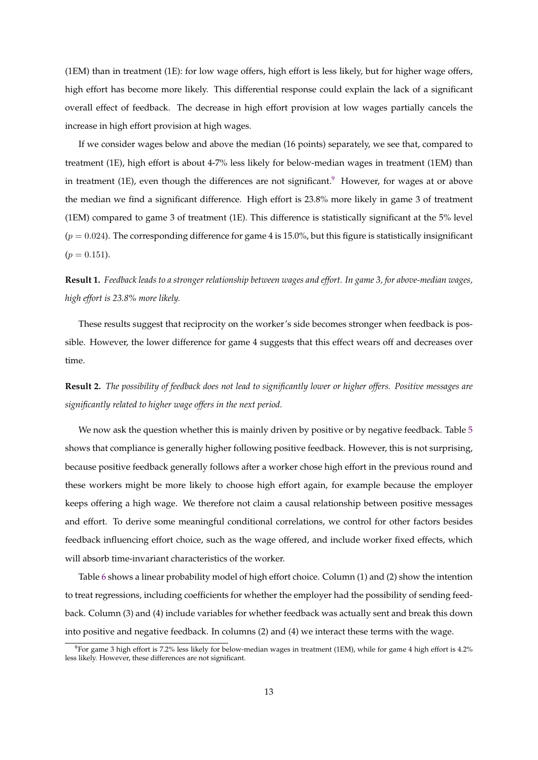(1EM) than in treatment (1E): for low wage offers, high effort is less likely, but for higher wage offers, high effort has become more likely. This differential response could explain the lack of a significant overall effect of feedback. The decrease in high effort provision at low wages partially cancels the increase in high effort provision at high wages.

If we consider wages below and above the median (16 points) separately, we see that, compared to treatment (1E), high effort is about 4-7% less likely for below-median wages in treatment (1EM) than in treatment (1E), even though the differences are not significant.[9] However, for wages at or above the median we find a significant difference. High effort is 23.8% more likely in game 3 of treatment (1EM) compared to game 3 of treatment (1E). This difference is statistically significant at the 5% level ($p = 0.024$). The corresponding difference for game 4 is 15.0%, but this figure is statistically insignificant ($p = 0.151$).

**Result 1.** *Feedback leads to a stronger relationship between wages and effort. In game 3, for above-median wages, high effort is 23.8% more likely.*

These results suggest that reciprocity on the worker's side becomes stronger when feedback is possible. However, the lower difference for game 4 suggests that this effect wears off and decreases over time.

**Result 2.** *The possibility of feedback does not lead to significantly lower or higher offers. Positive messages are significantly related to higher wage offers in the next period.*

We now ask the question whether this is mainly driven by positive or by negative feedback. Table 5 shows that compliance is generally higher following positive feedback. However, this is not surprising, because positive feedback generally follows after a worker chose high effort in the previous round and these workers might be more likely to choose high effort again, for example because the employer keeps offering a high wage. We therefore not claim a causal relationship between positive messages and effort. To derive some meaningful conditional correlations, we control for other factors besides feedback influencing effort choice, such as the wage offered, and include worker fixed effects, which will absorb time-invariant characteristics of the worker.

Table 6 shows a linear probability model of high effort choice. Column (1) and (2) show the intention to treat regressions, including coefficients for whether the employer had the possibility of sending feedback. Column (3) and (4) include variables for whether feedback was actually sent and break this down into positive and negative feedback. In columns (2) and (4) we interact these terms with the wage.

[9] For game 3 high effort is 7.2% less likely for below-median wages in treatment (1EM), while for game 4 high effort is 4.2% less likely. However, these differences are not significant.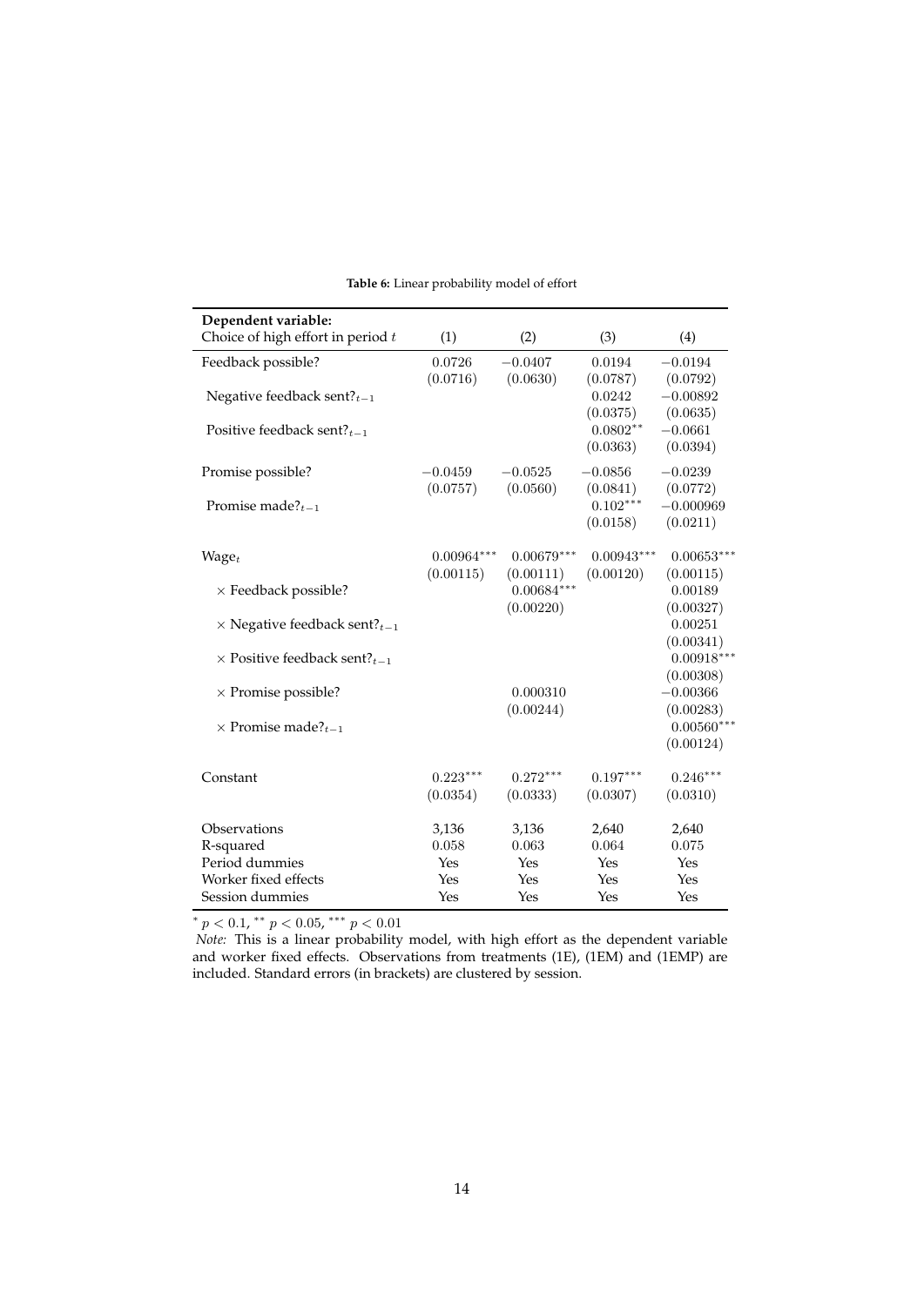**Table 6:** Linear probability model of effort

| **Dependent variable:** Choice of high effort in period $t$ | (1) | (2) | (3) | (4) |
|---|---|---|---|---|
| Feedback possible? | 0.0726 | $-0.0407$ | 0.0194 | $-0.0194$ |
| | (0.0716) | (0.0630) | (0.0787) | (0.0792) |
| Negative feedback sent?$_{t-1}$ | | | 0.0242 | $-0.00892$ |
| | | | (0.0375) | (0.0635) |
| Positive feedback sent?$_{t-1}$ | | | $0.0802^{**}$ | $-0.0661$ |
| | | | (0.0363) | (0.0394) |
| Promise possible? | $-0.0459$ | $-0.0525$ | $-0.0856$ | $-0.0239$ |
| | (0.0757) | (0.0560) | (0.0841) | (0.0772) |
| Promise made?$_{t-1}$ | | | $0.102^{***}$ | $-0.000969$ |
| | | | (0.0158) | (0.0211) |
| Wage$_t$ | $0.00964^{***}$ | $0.00679^{***}$ | $0.00943^{***}$ | $0.00653^{***}$ |
| | (0.00115) | (0.00111) | (0.00120) | (0.00115) |
| $\times$ Feedback possible? | | $0.00684^{***}$ | | 0.00189 |
| | | (0.00220) | | (0.00327) |
| $\times$ Negative feedback sent?$_{t-1}$ | | | | 0.00251 |
| | | | | (0.00341) |
| $\times$ Positive feedback sent?$_{t-1}$ | | | | $0.00918^{***}$ |
| | | | | (0.00308) |
| $\times$ Promise possible? | | 0.000310 | | $-0.00366$ |
| | | (0.00244) | | (0.00283) |
| $\times$ Promise made?$_{t-1}$ | | | | $0.00560^{***}$ |
| | | | | (0.00124) |
| Constant | $0.223^{***}$ | $0.272^{***}$ | $0.197^{***}$ | $0.246^{***}$ |
| | (0.0354) | (0.0333) | (0.0307) | (0.0310) |
| Observations | 3,136 | 3,136 | 2,640 | 2,640 |
| R-squared | 0.058 | 0.063 | 0.064 | 0.075 |
| Period dummies | Yes | Yes | Yes | Yes |
| Worker fixed effects | Yes | Yes | Yes | Yes |
| Session dummies | Yes | Yes | Yes | Yes |

$^{*}$ $p < 0.1$, $^{**}$ $p < 0.05$, $^{***}$ $p < 0.01$

*Note:* This is a linear probability model, with high effort as the dependent variable and worker fixed effects. Observations from treatments (1E), (1EM) and (1EMP) are included. Standard errors (in brackets) are clustered by session.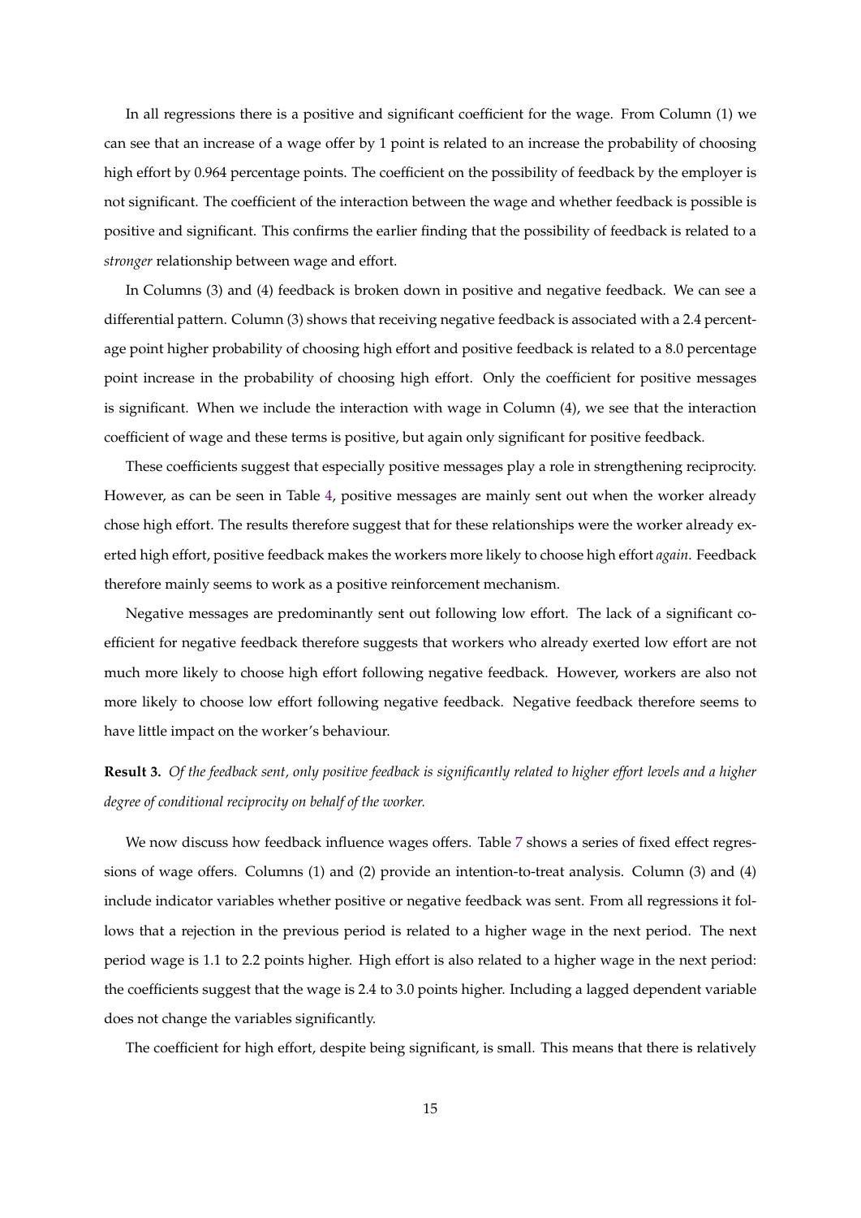In all regressions there is a positive and significant coefficient for the wage. From Column (1) we can see that an increase of a wage offer by 1 point is related to an increase the probability of choosing high effort by 0.964 percentage points. The coefficient on the possibility of feedback by the employer is not significant. The coefficient of the interaction between the wage and whether feedback is possible is positive and significant. This confirms the earlier finding that the possibility of feedback is related to a *stronger* relationship between wage and effort.

In Columns (3) and (4) feedback is broken down in positive and negative feedback. We can see a differential pattern. Column (3) shows that receiving negative feedback is associated with a 2.4 percentage point higher probability of choosing high effort and positive feedback is related to a 8.0 percentage point increase in the probability of choosing high effort. Only the coefficient for positive messages is significant. When we include the interaction with wage in Column (4), we see that the interaction coefficient of wage and these terms is positive, but again only significant for positive feedback.

These coefficients suggest that especially positive messages play a role in strengthening reciprocity. However, as can be seen in Table 4, positive messages are mainly sent out when the worker already chose high effort. The results therefore suggest that for these relationships were the worker already exerted high effort, positive feedback makes the workers more likely to choose high effort *again*. Feedback therefore mainly seems to work as a positive reinforcement mechanism.

Negative messages are predominantly sent out following low effort. The lack of a significant coefficient for negative feedback therefore suggests that workers who already exerted low effort are not much more likely to choose high effort following negative feedback. However, workers are also not more likely to choose low effort following negative feedback. Negative feedback therefore seems to have little impact on the worker's behaviour.

**Result 3.** *Of the feedback sent, only positive feedback is significantly related to higher effort levels and a higher degree of conditional reciprocity on behalf of the worker.*

We now discuss how feedback influence wages offers. Table 7 shows a series of fixed effect regressions of wage offers. Columns (1) and (2) provide an intention-to-treat analysis. Column (3) and (4) include indicator variables whether positive or negative feedback was sent. From all regressions it follows that a rejection in the previous period is related to a higher wage in the next period. The next period wage is 1.1 to 2.2 points higher. High effort is also related to a higher wage in the next period: the coefficients suggest that the wage is 2.4 to 3.0 points higher. Including a lagged dependent variable does not change the variables significantly.

The coefficient for high effort, despite being significant, is small. This means that there is relatively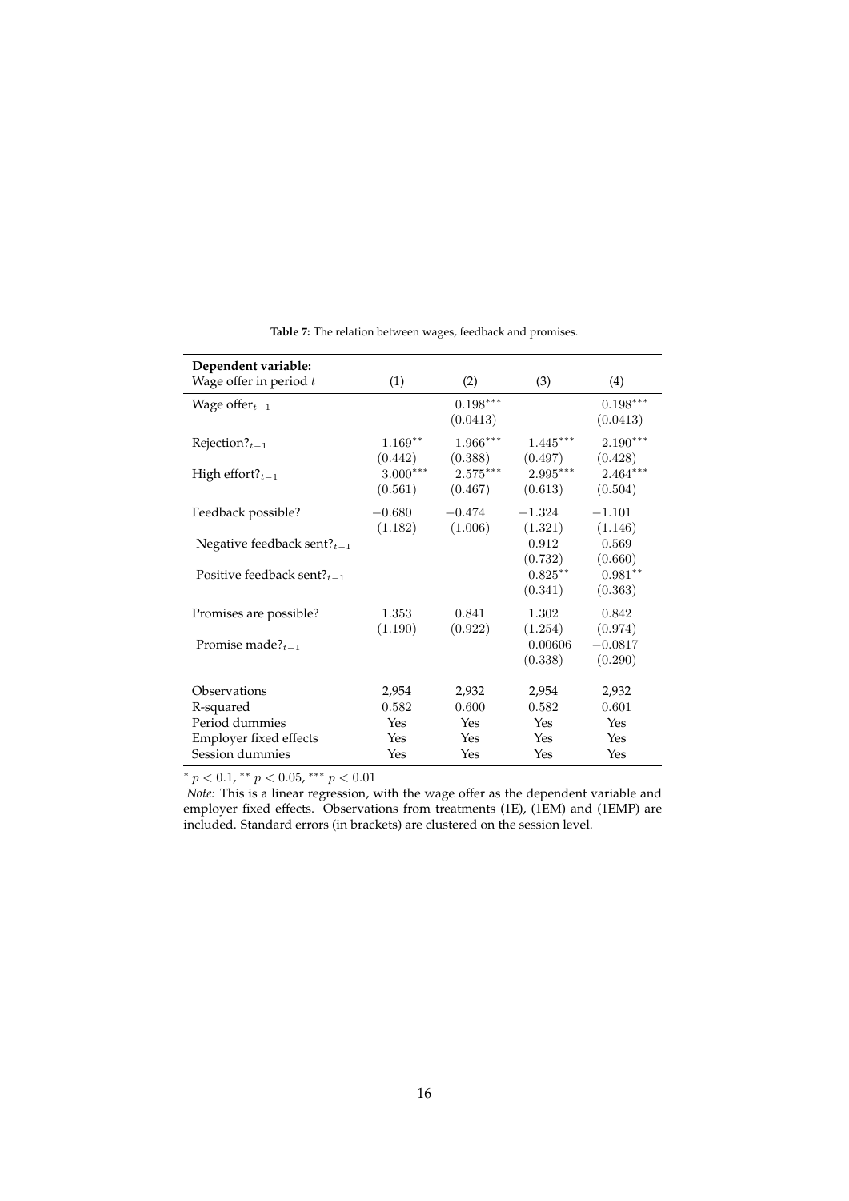**Table 7:** The relation between wages, feedback and promises.

| **Dependent variable:** Wage offer in period $t$ | (1) | (2) | (3) | (4) |
|---|---|---|---|---|
| Wage offer$_{t-1}$ | | $0.198^{***}$ | | $0.198^{***}$ |
| | | (0.0413) | | (0.0413) |
| Rejection?$_{t-1}$ | $1.169^{**}$ | $1.966^{***}$ | $1.445^{***}$ | $2.190^{***}$ |
| | (0.442) | (0.388) | (0.497) | (0.428) |
| High effort?$_{t-1}$ | $3.000^{***}$ | $2.575^{***}$ | $2.995^{***}$ | $2.464^{***}$ |
| | (0.561) | (0.467) | (0.613) | (0.504) |
| Feedback possible? | $-0.680$ | $-0.474$ | $-1.324$ | $-1.101$ |
| | (1.182) | (1.006) | (1.321) | (1.146) |
| Negative feedback sent?$_{t-1}$ | | | 0.912 | 0.569 |
| | | | (0.732) | (0.660) |
| Positive feedback sent?$_{t-1}$ | | | $0.825^{**}$ | $0.981^{**}$ |
| | | | (0.341) | (0.363) |
| Promises are possible? | 1.353 | 0.841 | 1.302 | 0.842 |
| | (1.190) | (0.922) | (1.254) | (0.974) |
| Promise made?$_{t-1}$ | | | 0.00606 | $-0.0817$ |
| | | | (0.338) | (0.290) |
| Observations | 2,954 | 2,932 | 2,954 | 2,932 |
| R-squared | 0.582 | 0.600 | 0.582 | 0.601 |
| Period dummies | Yes | Yes | Yes | Yes |
| Employer fixed effects | Yes | Yes | Yes | Yes |
| Session dummies | Yes | Yes | Yes | Yes |

$^{*}$ $p < 0.1$, $^{**}$ $p < 0.05$, $^{***}$ $p < 0.01$

*Note:* This is a linear regression, with the wage offer as the dependent variable and employer fixed effects. Observations from treatments (1E), (1EM) and (1EMP) are included. Standard errors (in brackets) are clustered on the session level.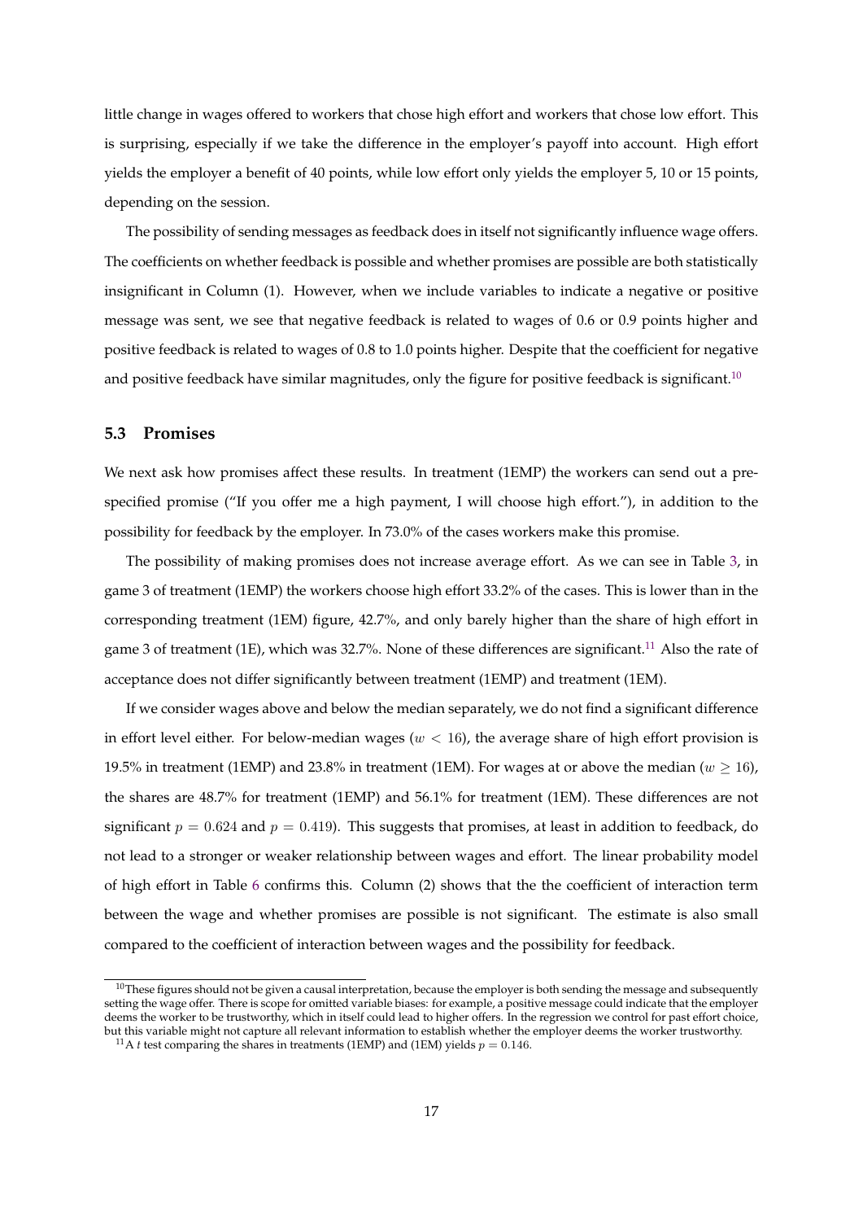little change in wages offered to workers that chose high effort and workers that chose low effort. This is surprising, especially if we take the difference in the employer's payoff into account. High effort yields the employer a benefit of 40 points, while low effort only yields the employer 5, 10 or 15 points, depending on the session.

The possibility of sending messages as feedback does in itself not significantly influence wage offers. The coefficients on whether feedback is possible and whether promises are possible are both statistically insignificant in Column (1). However, when we include variables to indicate a negative or positive message was sent, we see that negative feedback is related to wages of 0.6 or 0.9 points higher and positive feedback is related to wages of 0.8 to 1.0 points higher. Despite that the coefficient for negative and positive feedback have similar magnitudes, only the figure for positive feedback is significant.[10]

### 5.3 Promises

We next ask how promises affect these results. In treatment (1EMP) the workers can send out a pre-specified promise ("If you offer me a high payment, I will choose high effort."), in addition to the possibility for feedback by the employer. In 73.0% of the cases workers make this promise.

The possibility of making promises does not increase average effort. As we can see in Table 3, in game 3 of treatment (1EMP) the workers choose high effort 33.2% of the cases. This is lower than in the corresponding treatment (1EM) figure, 42.7%, and only barely higher than the share of high effort in game 3 of treatment (1E), which was 32.7%. None of these differences are significant.[11] Also the rate of acceptance does not differ significantly between treatment (1EMP) and treatment (1EM).

If we consider wages above and below the median separately, we do not find a significant difference in effort level either. For below-median wages ($w < 16$), the average share of high effort provision is 19.5% in treatment (1EMP) and 23.8% in treatment (1EM). For wages at or above the median ($w \geq 16$), the shares are 48.7% for treatment (1EMP) and 56.1% for treatment (1EM). These differences are not significant $p = 0.624$ and $p = 0.419$). This suggests that promises, at least in addition to feedback, do not lead to a stronger or weaker relationship between wages and effort. The linear probability model of high effort in Table 6 confirms this. Column (2) shows that the the coefficient of interaction term between the wage and whether promises are possible is not significant. The estimate is also small compared to the coefficient of interaction between wages and the possibility for feedback.

[10] These figures should not be given a causal interpretation, because the employer is both sending the message and subsequently setting the wage offer. There is scope for omitted variable biases: for example, a positive message could indicate that the employer deems the worker to be trustworthy, which in itself could lead to higher offers. In the regression we control for past effort choice, but this variable might not capture all relevant information to establish whether the employer deems the worker trustworthy.

[11] A $t$ test comparing the shares in treatments (1EMP) and (1EM) yields $p = 0.146$.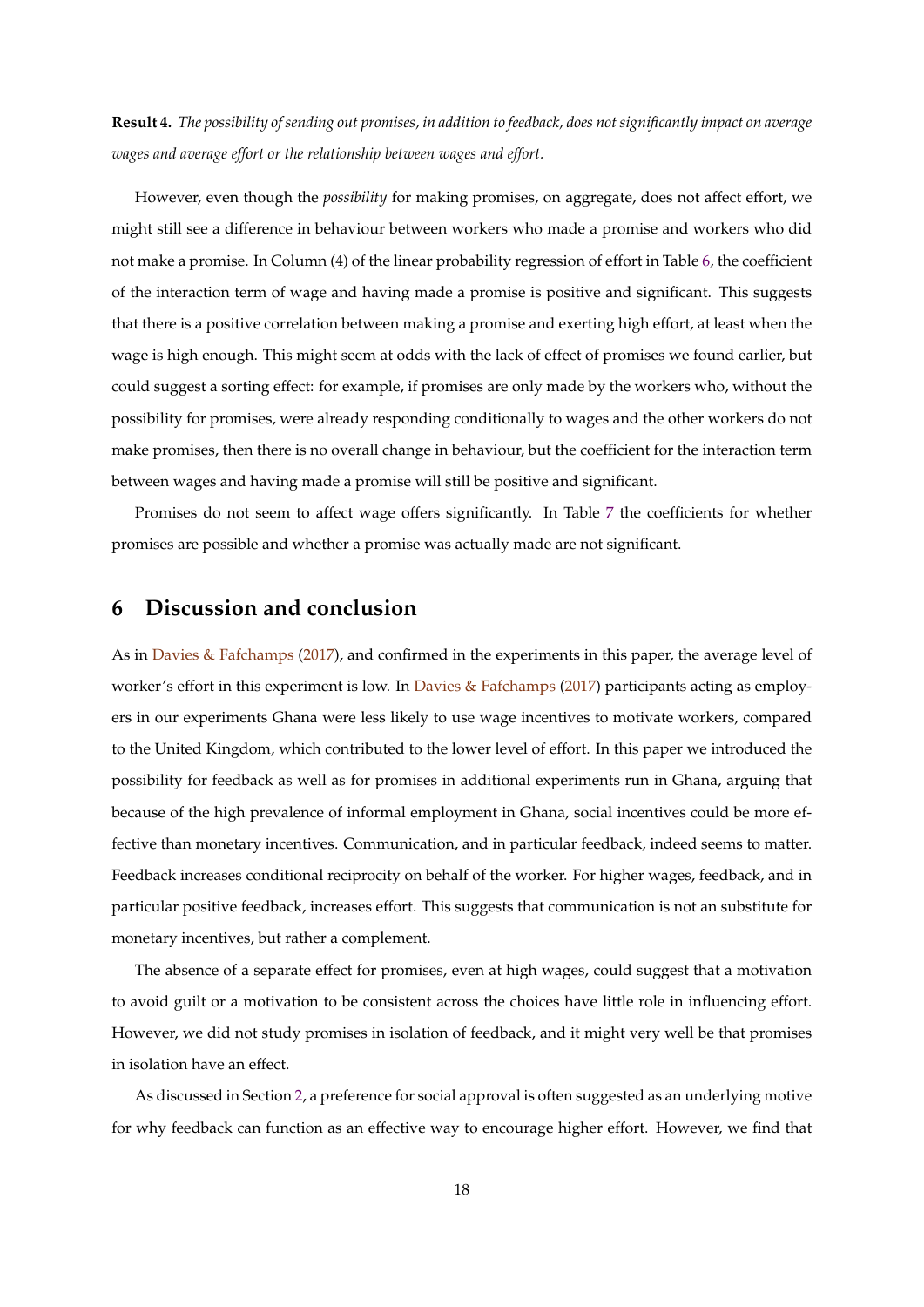**Result 4.** *The possibility of sending out promises, in addition to feedback, does not significantly impact on average wages and average effort or the relationship between wages and effort.*

However, even though the *possibility* for making promises, on aggregate, does not affect effort, we might still see a difference in behaviour between workers who made a promise and workers who did not make a promise. In Column (4) of the linear probability regression of effort in Table 6, the coefficient of the interaction term of wage and having made a promise is positive and significant. This suggests that there is a positive correlation between making a promise and exerting high effort, at least when the wage is high enough. This might seem at odds with the lack of effect of promises we found earlier, but could suggest a sorting effect: for example, if promises are only made by the workers who, without the possibility for promises, were already responding conditionally to wages and the other workers do not make promises, then there is no overall change in behaviour, but the coefficient for the interaction term between wages and having made a promise will still be positive and significant.

Promises do not seem to affect wage offers significantly. In Table 7 the coefficients for whether promises are possible and whether a promise was actually made are not significant.

## 6 Discussion and conclusion

As in Davies & Fafchamps (2017), and confirmed in the experiments in this paper, the average level of worker's effort in this experiment is low. In Davies & Fafchamps (2017) participants acting as employers in our experiments Ghana were less likely to use wage incentives to motivate workers, compared to the United Kingdom, which contributed to the lower level of effort. In this paper we introduced the possibility for feedback as well as for promises in additional experiments run in Ghana, arguing that because of the high prevalence of informal employment in Ghana, social incentives could be more effective than monetary incentives. Communication, and in particular feedback, indeed seems to matter. Feedback increases conditional reciprocity on behalf of the worker. For higher wages, feedback, and in particular positive feedback, increases effort. This suggests that communication is not an substitute for monetary incentives, but rather a complement.

The absence of a separate effect for promises, even at high wages, could suggest that a motivation to avoid guilt or a motivation to be consistent across the choices have little role in influencing effort. However, we did not study promises in isolation of feedback, and it might very well be that promises in isolation have an effect.

As discussed in Section 2, a preference for social approval is often suggested as an underlying motive for why feedback can function as an effective way to encourage higher effort. However, we find that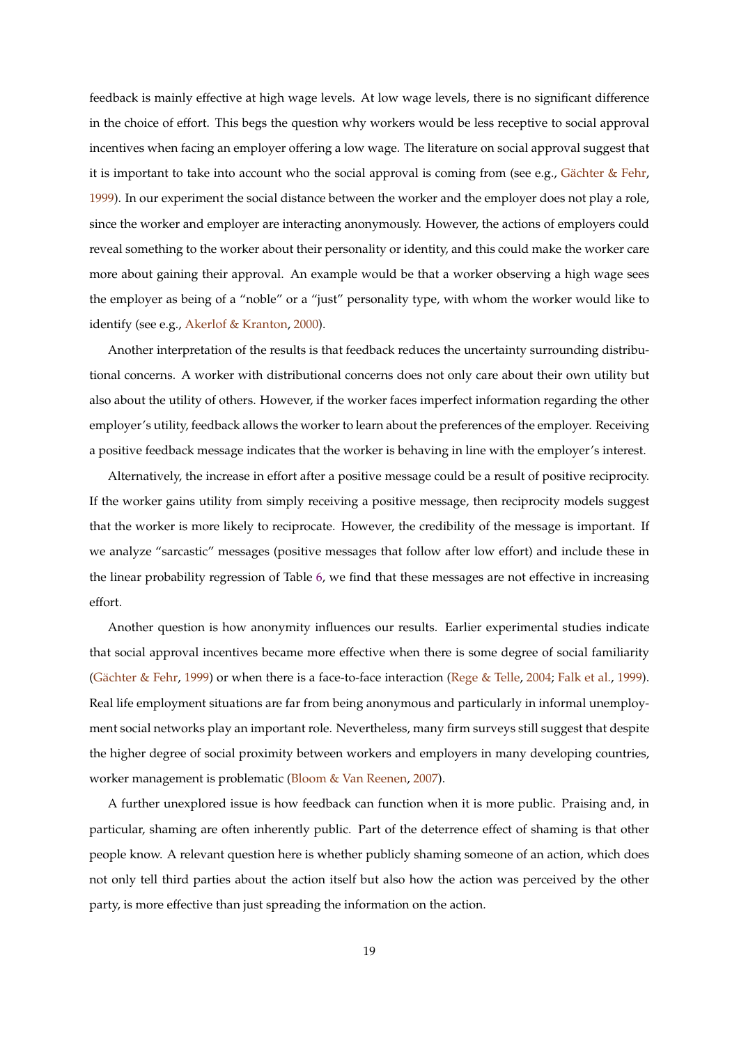feedback is mainly effective at high wage levels. At low wage levels, there is no significant difference in the choice of effort. This begs the question why workers would be less receptive to social approval incentives when facing an employer offering a low wage. The literature on social approval suggest that it is important to take into account who the social approval is coming from (see e.g., Gächter & Fehr, 1999). In our experiment the social distance between the worker and the employer does not play a role, since the worker and employer are interacting anonymously. However, the actions of employers could reveal something to the worker about their personality or identity, and this could make the worker care more about gaining their approval. An example would be that a worker observing a high wage sees the employer as being of a "noble" or a "just" personality type, with whom the worker would like to identify (see e.g., Akerlof & Kranton, 2000).

Another interpretation of the results is that feedback reduces the uncertainty surrounding distributional concerns. A worker with distributional concerns does not only care about their own utility but also about the utility of others. However, if the worker faces imperfect information regarding the other employer's utility, feedback allows the worker to learn about the preferences of the employer. Receiving a positive feedback message indicates that the worker is behaving in line with the employer's interest.

Alternatively, the increase in effort after a positive message could be a result of positive reciprocity. If the worker gains utility from simply receiving a positive message, then reciprocity models suggest that the worker is more likely to reciprocate. However, the credibility of the message is important. If we analyze "sarcastic" messages (positive messages that follow after low effort) and include these in the linear probability regression of Table 6, we find that these messages are not effective in increasing effort.

Another question is how anonymity influences our results. Earlier experimental studies indicate that social approval incentives became more effective when there is some degree of social familiarity (Gächter & Fehr, 1999) or when there is a face-to-face interaction (Rege & Telle, 2004; Falk et al., 1999). Real life employment situations are far from being anonymous and particularly in informal unemployment social networks play an important role. Nevertheless, many firm surveys still suggest that despite the higher degree of social proximity between workers and employers in many developing countries, worker management is problematic (Bloom & Van Reenen, 2007).

A further unexplored issue is how feedback can function when it is more public. Praising and, in particular, shaming are often inherently public. Part of the deterrence effect of shaming is that other people know. A relevant question here is whether publicly shaming someone of an action, which does not only tell third parties about the action itself but also how the action was perceived by the other party, is more effective than just spreading the information on the action.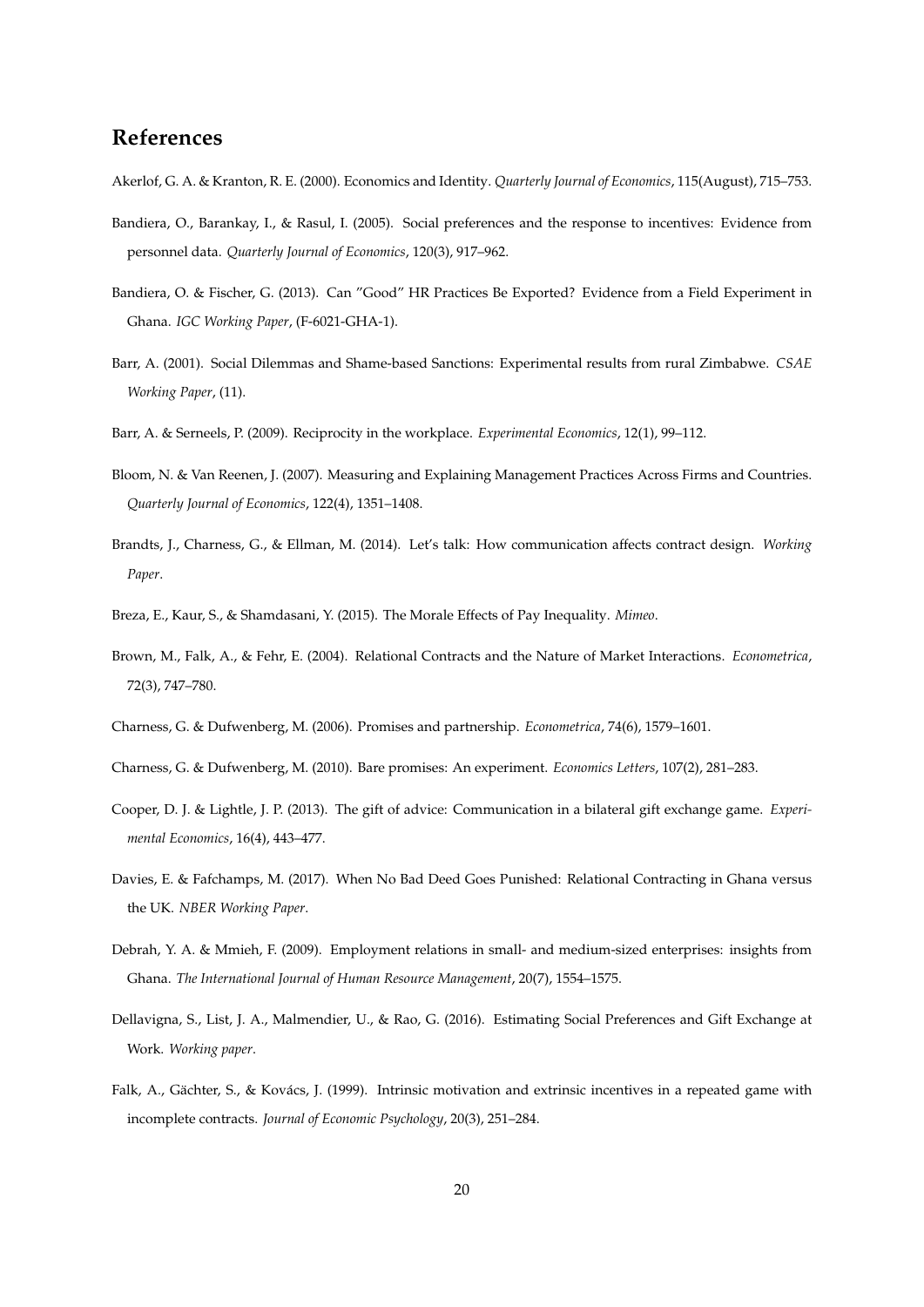## References

Akerlof, G. A. & Kranton, R. E. (2000). Economics and Identity. *Quarterly Journal of Economics*, 115(August), 715–753.

Bandiera, O., Barankay, I., & Rasul, I. (2005). Social preferences and the response to incentives: Evidence from personnel data. *Quarterly Journal of Economics*, 120(3), 917–962.

Bandiera, O. & Fischer, G. (2013). Can "Good" HR Practices Be Exported? Evidence from a Field Experiment in Ghana. *IGC Working Paper*, (F-6021-GHA-1).

Barr, A. (2001). Social Dilemmas and Shame-based Sanctions: Experimental results from rural Zimbabwe. *CSAE Working Paper*, (11).

Barr, A. & Serneels, P. (2009). Reciprocity in the workplace. *Experimental Economics*, 12(1), 99–112.

Bloom, N. & Van Reenen, J. (2007). Measuring and Explaining Management Practices Across Firms and Countries. *Quarterly Journal of Economics*, 122(4), 1351–1408.

Brandts, J., Charness, G., & Ellman, M. (2014). Let's talk: How communication affects contract design. *Working Paper*.

Breza, E., Kaur, S., & Shamdasani, Y. (2015). The Morale Effects of Pay Inequality. *Mimeo*.

Brown, M., Falk, A., & Fehr, E. (2004). Relational Contracts and the Nature of Market Interactions. *Econometrica*, 72(3), 747–780.

Charness, G. & Dufwenberg, M. (2006). Promises and partnership. *Econometrica*, 74(6), 1579–1601.

Charness, G. & Dufwenberg, M. (2010). Bare promises: An experiment. *Economics Letters*, 107(2), 281–283.

Cooper, D. J. & Lightle, J. P. (2013). The gift of advice: Communication in a bilateral gift exchange game. *Experimental Economics*, 16(4), 443–477.

Davies, E. & Fafchamps, M. (2017). When No Bad Deed Goes Punished: Relational Contracting in Ghana versus the UK. *NBER Working Paper*.

Debrah, Y. A. & Mmieh, F. (2009). Employment relations in small- and medium-sized enterprises: insights from Ghana. *The International Journal of Human Resource Management*, 20(7), 1554–1575.

Dellavigna, S., List, J. A., Malmendier, U., & Rao, G. (2016). Estimating Social Preferences and Gift Exchange at Work. *Working paper*.

Falk, A., Gächter, S., & Kovács, J. (1999). Intrinsic motivation and extrinsic incentives in a repeated game with incomplete contracts. *Journal of Economic Psychology*, 20(3), 251–284.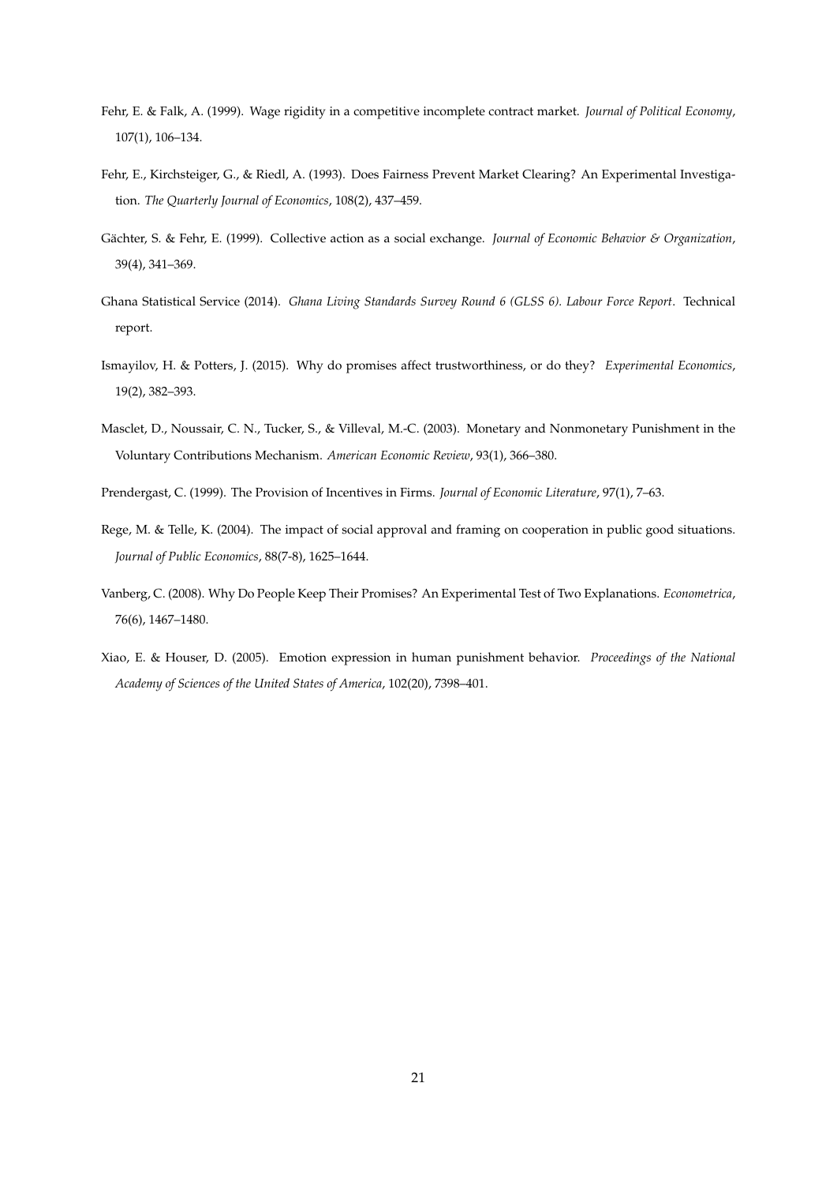Fehr, E. & Falk, A. (1999). Wage rigidity in a competitive incomplete contract market. *Journal of Political Economy*, 107(1), 106–134.

Fehr, E., Kirchsteiger, G., & Riedl, A. (1993). Does Fairness Prevent Market Clearing? An Experimental Investigation. *The Quarterly Journal of Economics*, 108(2), 437–459.

Gächter, S. & Fehr, E. (1999). Collective action as a social exchange. *Journal of Economic Behavior & Organization*, 39(4), 341–369.

Ghana Statistical Service (2014). *Ghana Living Standards Survey Round 6 (GLSS 6). Labour Force Report*. Technical report.

Ismayilov, H. & Potters, J. (2015). Why do promises affect trustworthiness, or do they? *Experimental Economics*, 19(2), 382–393.

Masclet, D., Noussair, C. N., Tucker, S., & Villeval, M.-C. (2003). Monetary and Nonmonetary Punishment in the Voluntary Contributions Mechanism. *American Economic Review*, 93(1), 366–380.

Prendergast, C. (1999). The Provision of Incentives in Firms. *Journal of Economic Literature*, 97(1), 7–63.

Rege, M. & Telle, K. (2004). The impact of social approval and framing on cooperation in public good situations. *Journal of Public Economics*, 88(7-8), 1625–1644.

Vanberg, C. (2008). Why Do People Keep Their Promises? An Experimental Test of Two Explanations. *Econometrica*, 76(6), 1467–1480.

Xiao, E. & Houser, D. (2005). Emotion expression in human punishment behavior. *Proceedings of the National Academy of Sciences of the United States of America*, 102(20), 7398–401.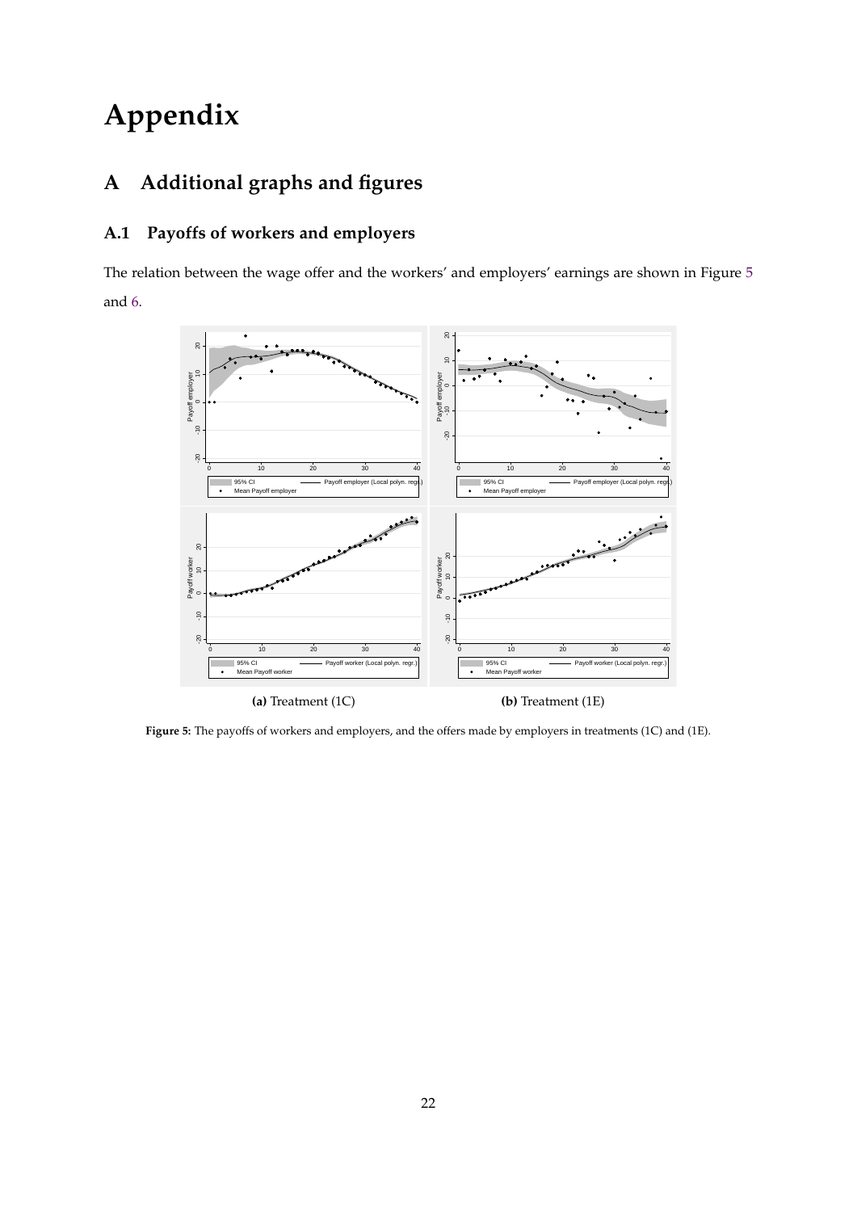# Appendix

## A Additional graphs and figures

### A.1 Payoffs of workers and employers

The relation between the wage offer and the workers' and employers' earnings are shown in Figure 5 and 6.

**(a)** Treatment (1C) **(b)** Treatment (1E)

**Figure 5:** The payoffs of workers and employers, and the offers made by employers in treatments (1C) and (1E).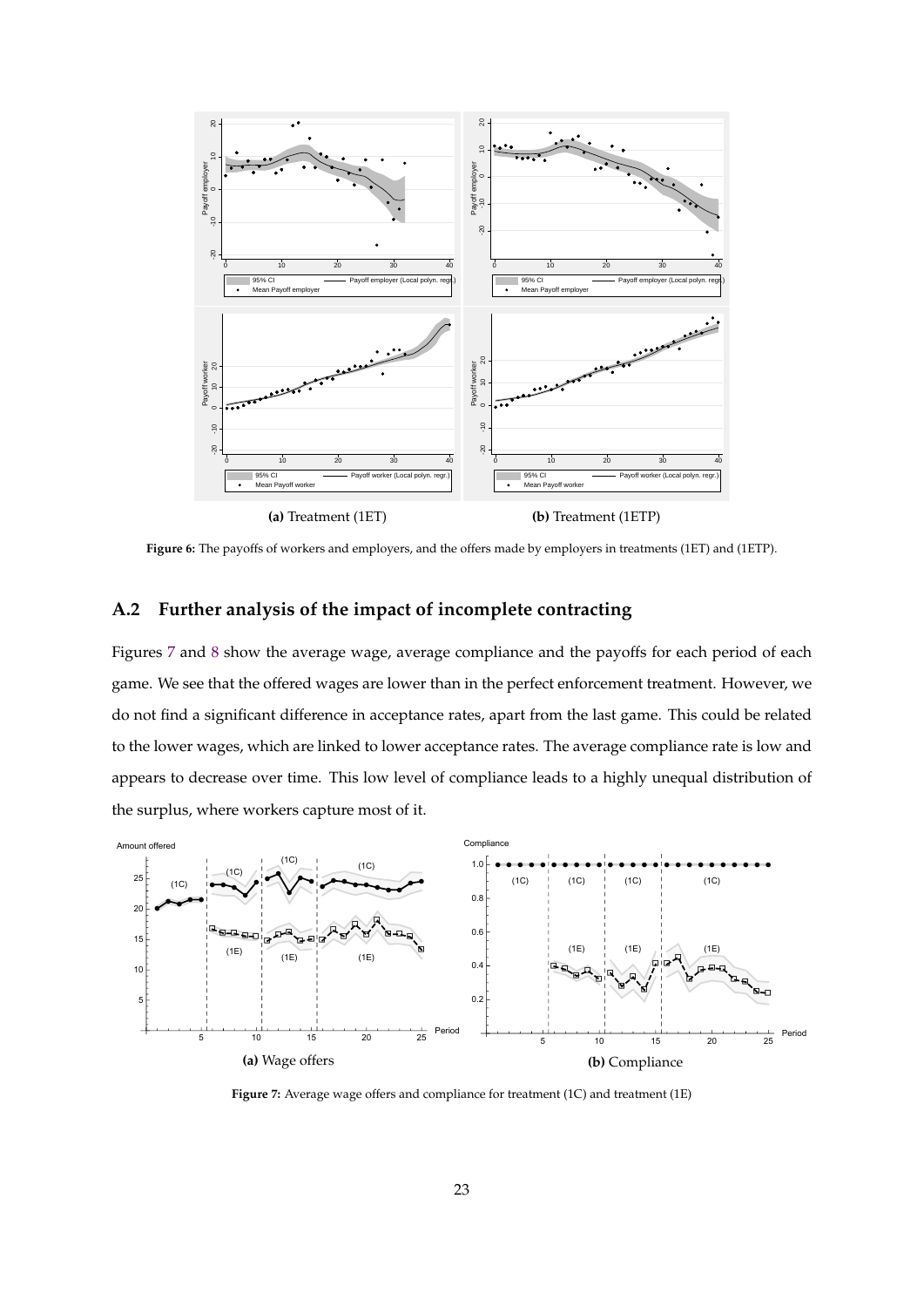(a) Treatment (1ET)

(b) Treatment (1ETP)

**Figure 6:** The payoffs of workers and employers, and the offers made by employers in treatments (1ET) and (1ETP).

## A.2 Further analysis of the impact of incomplete contracting

Figures 7 and 8 show the average wage, average compliance and the payoffs for each period of each game. We see that the offered wages are lower than in the perfect enforcement treatment. However, we do not find a significant difference in acceptance rates, apart from the last game. This could be related to the lower wages, which are linked to lower acceptance rates. The average compliance rate is low and appears to decrease over time. This low level of compliance leads to a highly unequal distribution of the surplus, where workers capture most of it.

(a) Wage offers

(b) Compliance

**Figure 7:** Average wage offers and compliance for treatment (1C) and treatment (1E)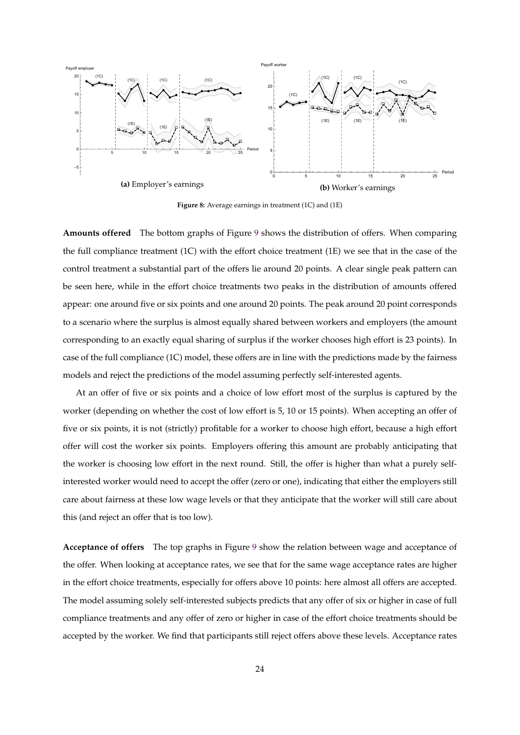**(a)** Employer's earnings

**(b)** Worker's earnings

**Figure 8:** Average earnings in treatment (1C) and (1E)

**Amounts offered** The bottom graphs of Figure 9 shows the distribution of offers. When comparing the full compliance treatment (1C) with the effort choice treatment (1E) we see that in the case of the control treatment a substantial part of the offers lie around 20 points. A clear single peak pattern can be seen here, while in the effort choice treatments two peaks in the distribution of amounts offered appear: one around five or six points and one around 20 points. The peak around 20 point corresponds to a scenario where the surplus is almost equally shared between workers and employers (the amount corresponding to an exactly equal sharing of surplus if the worker chooses high effort is 23 points). In case of the full compliance (1C) model, these offers are in line with the predictions made by the fairness models and reject the predictions of the model assuming perfectly self-interested agents.

At an offer of five or six points and a choice of low effort most of the surplus is captured by the worker (depending on whether the cost of low effort is 5, 10 or 15 points). When accepting an offer of five or six points, it is not (strictly) profitable for a worker to choose high effort, because a high effort offer will cost the worker six points. Employers offering this amount are probably anticipating that the worker is choosing low effort in the next round. Still, the offer is higher than what a purely self-interested worker would need to accept the offer (zero or one), indicating that either the employers still care about fairness at these low wage levels or that they anticipate that the worker will still care about this (and reject an offer that is too low).

**Acceptance of offers** The top graphs in Figure 9 show the relation between wage and acceptance of the offer. When looking at acceptance rates, we see that for the same wage acceptance rates are higher in the effort choice treatments, especially for offers above 10 points: here almost all offers are accepted. The model assuming solely self-interested subjects predicts that any offer of six or higher in case of full compliance treatments and any offer of zero or higher in case of the effort choice treatments should be accepted by the worker. We find that participants still reject offers above these levels. Acceptance rates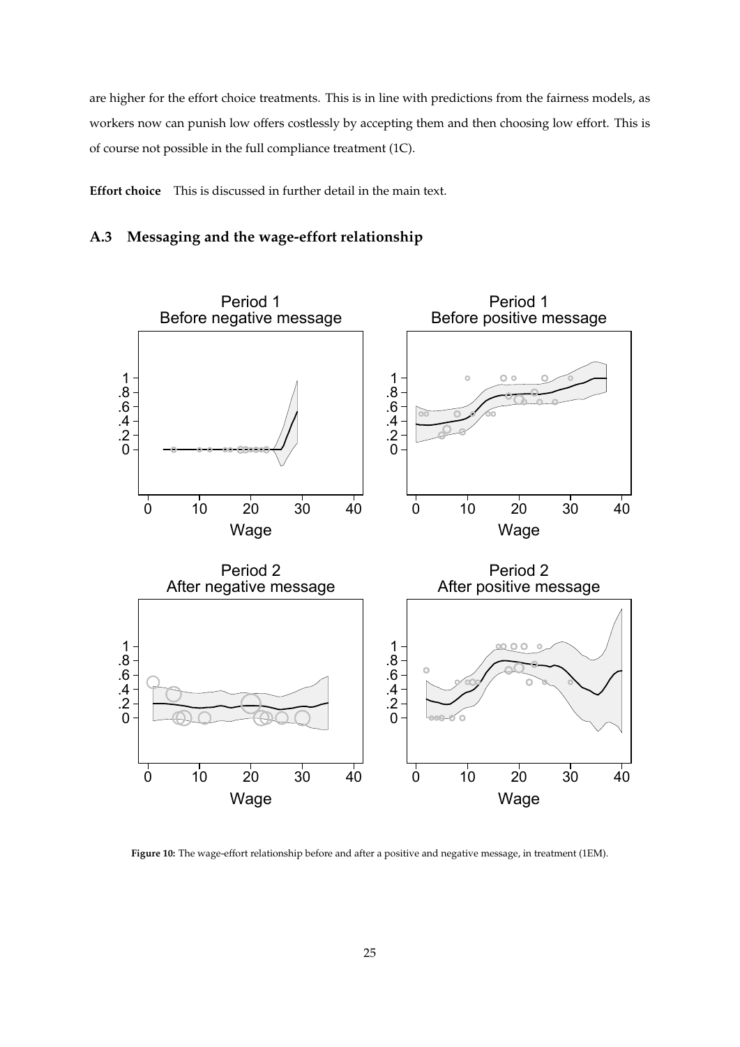are higher for the effort choice treatments. This is in line with predictions from the fairness models, as workers now can punish low offers costlessly by accepting them and then choosing low effort. This is of course not possible in the full compliance treatment (1C).

**Effort choice** This is discussed in further detail in the main text.

## A.3 Messaging and the wage-effort relationship

**Figure 10:** The wage-effort relationship before and after a positive and negative message, in treatment (1EM).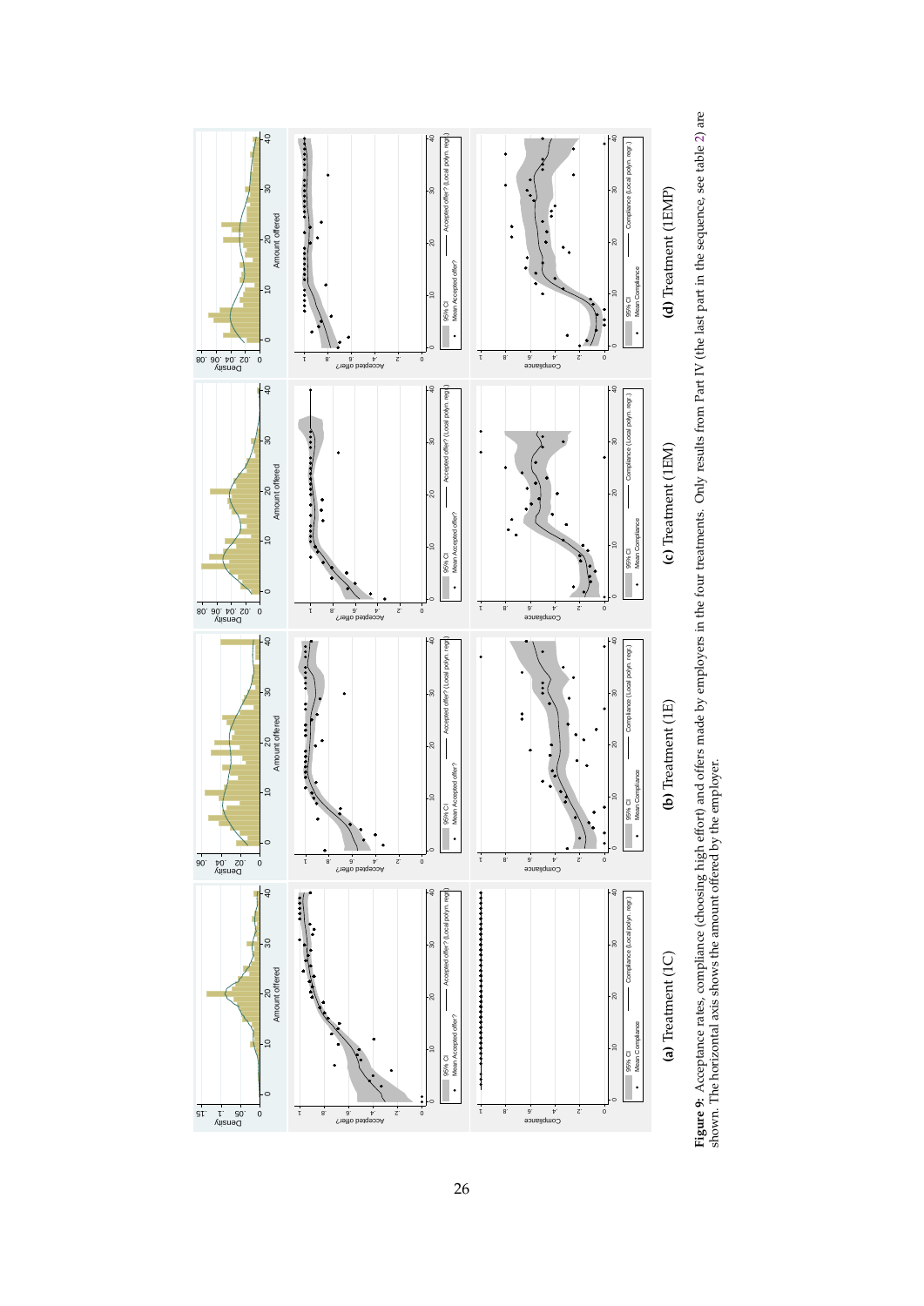(a) Treatment (1C)

(b) Treatment (1E)

(c) Treatment (1EM)

(d) Treatment (1EMP)

**Figure 9:** Acceptance rates, compliance (choosing high effort) and offers made by employers in the four treatments. Only results from Part IV (the last part in the sequence, see table 2) are shown. The horizontal axis shows the amount offered by the employer.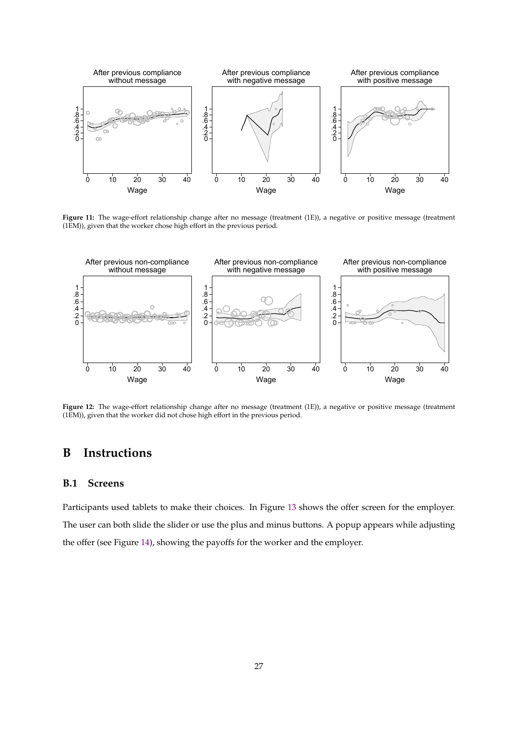**Figure 11:** The wage-effort relationship change after no message (treatment (1E)), a negative or positive message (treatment (1EM)), given that the worker chose high effort in the previous period.

**Figure 12:** The wage-effort relationship change after no message (treatment (1E)), a negative or positive message (treatment (1EM)), given that the worker did not chose high effort in the previous period.

# B Instructions

## B.1 Screens

Participants used tablets to make their choices. In Figure 13 shows the offer screen for the employer. The user can both slide the slider or use the plus and minus buttons. A popup appears while adjusting the offer (see Figure 14), showing the payoffs for the worker and the employer.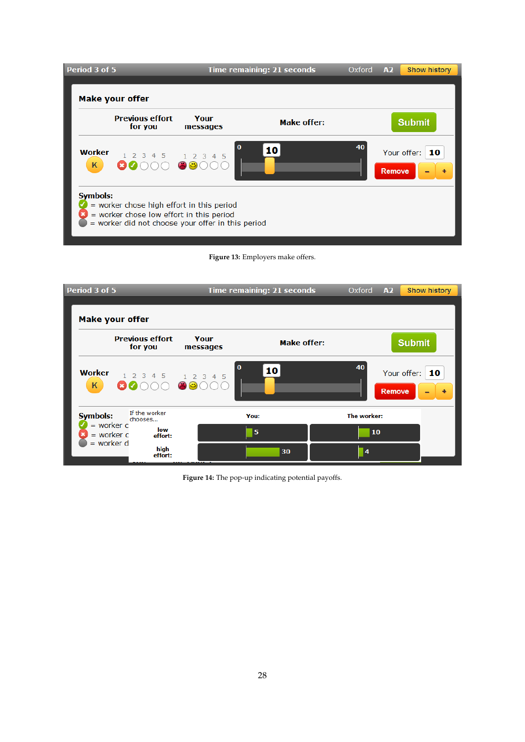**Figure 13:** Employers make offers.

**Figure 14:** The pop-up indicating potential payoffs.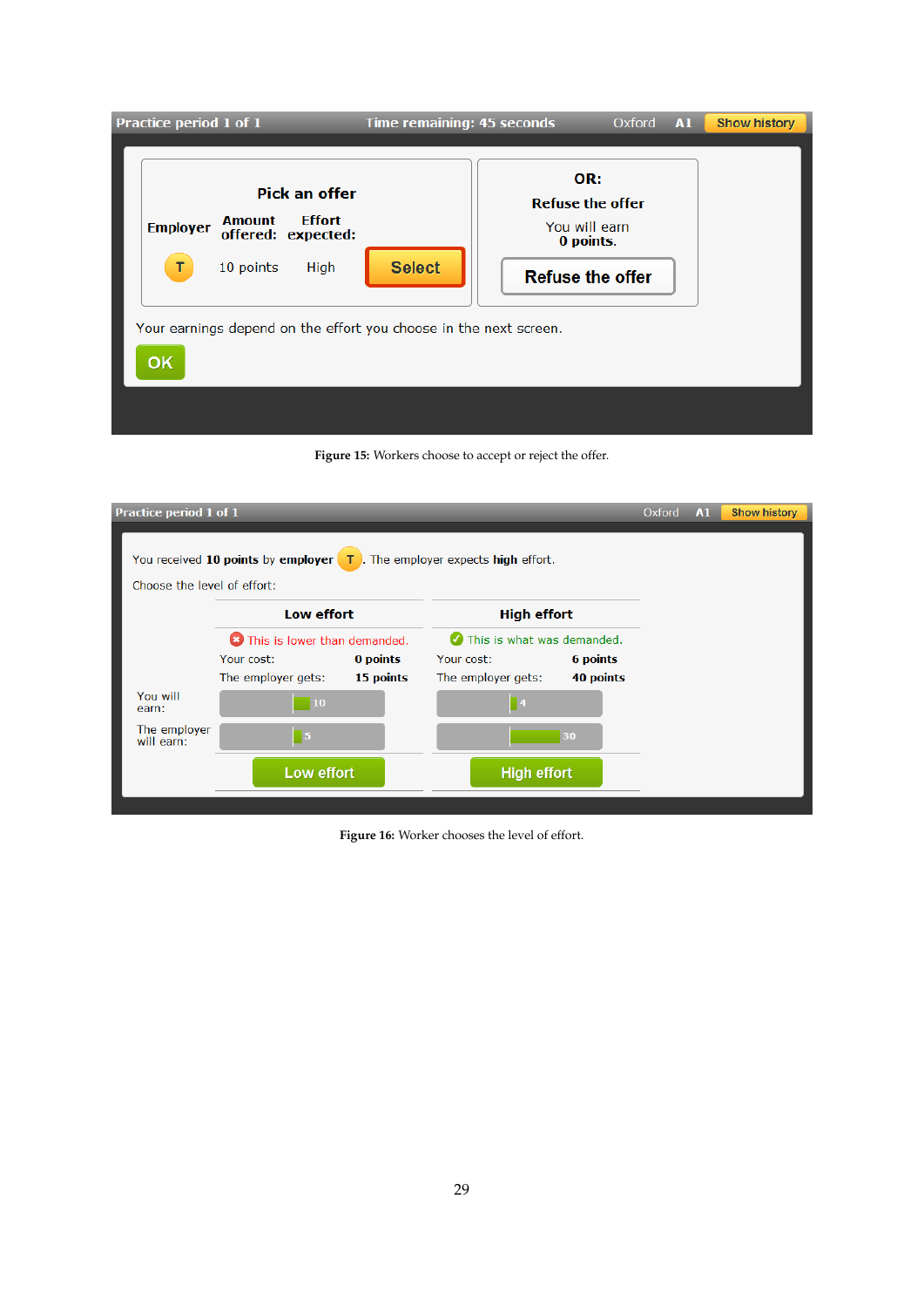Practice period 1 of 1 | Time remaining: 45 seconds | Oxford | A1 | Show history

**Pick an offer**

| Employer | Amount offered: | Effort expected: | |
|---|---|---|---|
| T | 10 points | High | Select |

**OR:**

**Refuse the offer**

You will earn **0 points.**

Refuse the offer

Your earnings depend on the effort you choose in the next screen.

OK

**Figure 15:** Workers choose to accept or reject the offer.

Practice period 1 of 1 | Oxford | A1 | Show history

You received **10 points** by **employer** T. The employer expects **high** effort.

Choose the level of effort:

| | **Low effort** | **High effort** |
|---|---|---|
| | This is lower than demanded. | This is what was demanded. |
| Your cost: | 0 points | 6 points |
| The employer gets: | 15 points | 40 points |
| You will earn: | 10 | 4 |
| The employer will earn: | 5 | 30 |
| | Low effort | High effort |

**Figure 16:** Worker chooses the level of effort.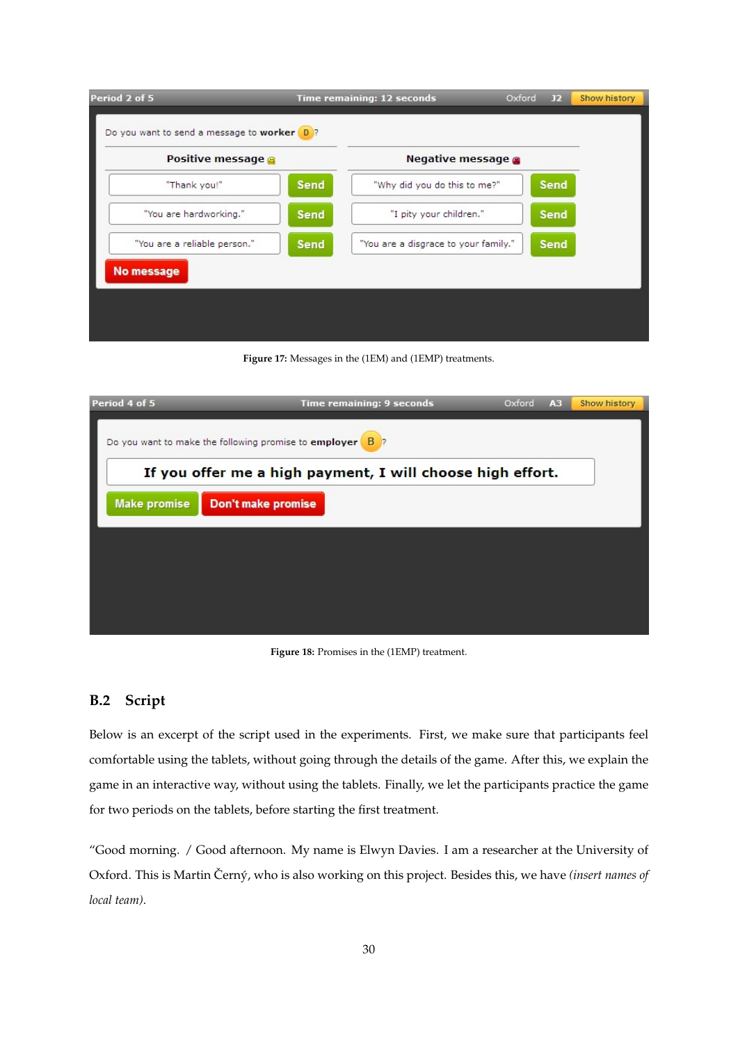Figure 17: Messages in the (1EM) and (1EMP) treatments.

Figure 18: Promises in the (1EMP) treatment.

## B.2 Script

Below is an excerpt of the script used in the experiments. First, we make sure that participants feel comfortable using the tablets, without going through the details of the game. After this, we explain the game in an interactive way, without using the tablets. Finally, we let the participants practice the game for two periods on the tablets, before starting the first treatment.

"Good morning. / Good afternoon. My name is Elwyn Davies. I am a researcher at the University of Oxford. This is Martin Černý, who is also working on this project. Besides this, we have *(insert names of local team)*.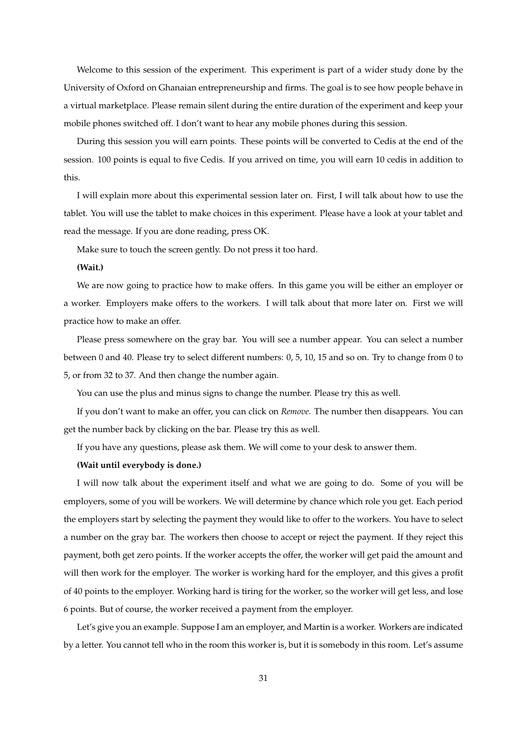Welcome to this session of the experiment. This experiment is part of a wider study done by the University of Oxford on Ghanaian entrepreneurship and firms. The goal is to see how people behave in a virtual marketplace. Please remain silent during the entire duration of the experiment and keep your mobile phones switched off. I don't want to hear any mobile phones during this session.

During this session you will earn points. These points will be converted to Cedis at the end of the session. 100 points is equal to five Cedis. If you arrived on time, you will earn 10 cedis in addition to this.

I will explain more about this experimental session later on. First, I will talk about how to use the tablet. You will use the tablet to make choices in this experiment. Please have a look at your tablet and read the message. If you are done reading, press OK.

Make sure to touch the screen gently. Do not press it too hard.

**(Wait.)**

We are now going to practice how to make offers. In this game you will be either an employer or a worker. Employers make offers to the workers. I will talk about that more later on. First we will practice how to make an offer.

Please press somewhere on the gray bar. You will see a number appear. You can select a number between 0 and 40. Please try to select different numbers: 0, 5, 10, 15 and so on. Try to change from 0 to 5, or from 32 to 37. And then change the number again.

You can use the plus and minus signs to change the number. Please try this as well.

If you don't want to make an offer, you can click on *Remove*. The number then disappears. You can get the number back by clicking on the bar. Please try this as well.

If you have any questions, please ask them. We will come to your desk to answer them.

**(Wait until everybody is done.)**

I will now talk about the experiment itself and what we are going to do. Some of you will be employers, some of you will be workers. We will determine by chance which role you get. Each period the employers start by selecting the payment they would like to offer to the workers. You have to select a number on the gray bar. The workers then choose to accept or reject the payment. If they reject this payment, both get zero points. If the worker accepts the offer, the worker will get paid the amount and will then work for the employer. The worker is working hard for the employer, and this gives a profit of 40 points to the employer. Working hard is tiring for the worker, so the worker will get less, and lose 6 points. But of course, the worker received a payment from the employer.

Let's give you an example. Suppose I am an employer, and Martin is a worker. Workers are indicated by a letter. You cannot tell who in the room this worker is, but it is somebody in this room. Let's assume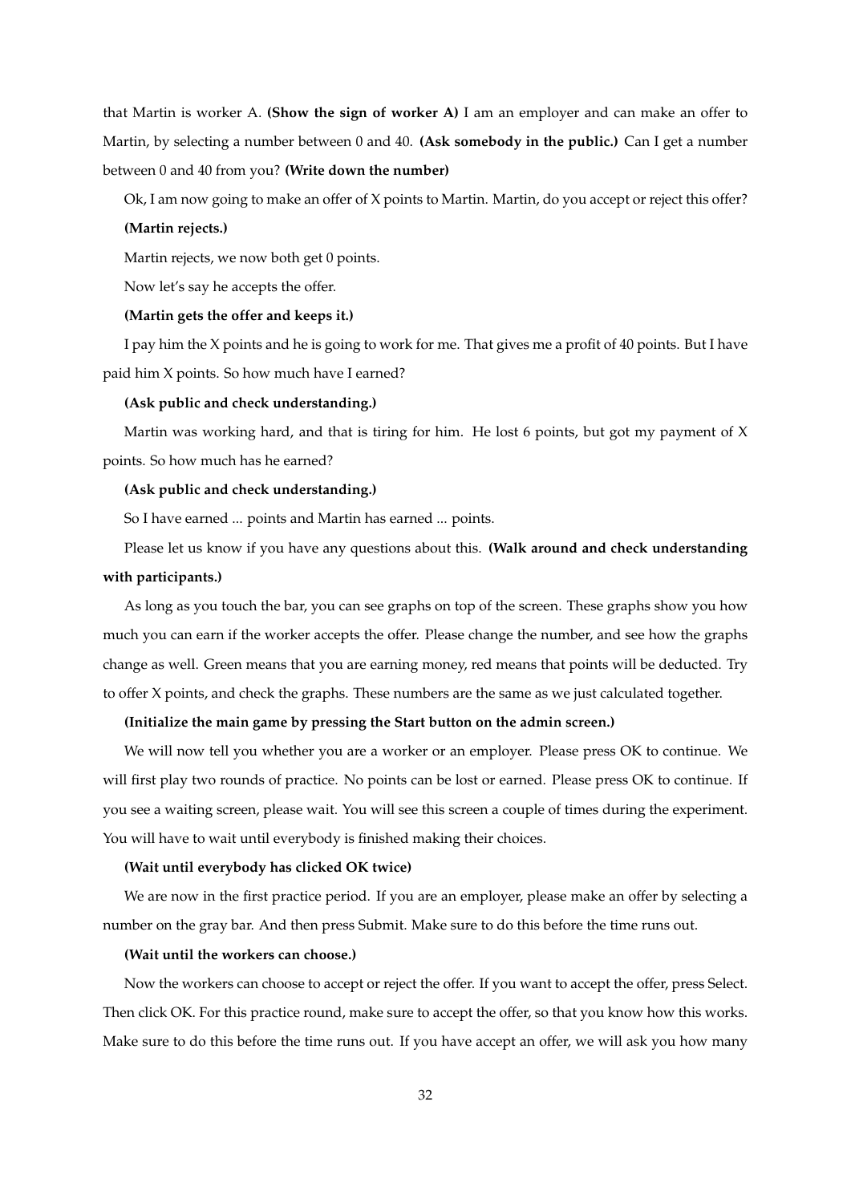that Martin is worker A. **(Show the sign of worker A)** I am an employer and can make an offer to Martin, by selecting a number between 0 and 40. **(Ask somebody in the public.)** Can I get a number between 0 and 40 from you? **(Write down the number)**

Ok, I am now going to make an offer of X points to Martin. Martin, do you accept or reject this offer?

**(Martin rejects.)**

Martin rejects, we now both get 0 points.

Now let's say he accepts the offer.

**(Martin gets the offer and keeps it.)**

I pay him the X points and he is going to work for me. That gives me a profit of 40 points. But I have paid him X points. So how much have I earned?

**(Ask public and check understanding.)**

Martin was working hard, and that is tiring for him. He lost 6 points, but got my payment of X points. So how much has he earned?

**(Ask public and check understanding.)**

So I have earned ... points and Martin has earned ... points.

Please let us know if you have any questions about this. **(Walk around and check understanding with participants.)**

As long as you touch the bar, you can see graphs on top of the screen. These graphs show you how much you can earn if the worker accepts the offer. Please change the number, and see how the graphs change as well. Green means that you are earning money, red means that points will be deducted. Try to offer X points, and check the graphs. These numbers are the same as we just calculated together.

**(Initialize the main game by pressing the Start button on the admin screen.)**

We will now tell you whether you are a worker or an employer. Please press OK to continue. We will first play two rounds of practice. No points can be lost or earned. Please press OK to continue. If you see a waiting screen, please wait. You will see this screen a couple of times during the experiment. You will have to wait until everybody is finished making their choices.

**(Wait until everybody has clicked OK twice)**

We are now in the first practice period. If you are an employer, please make an offer by selecting a number on the gray bar. And then press Submit. Make sure to do this before the time runs out.

**(Wait until the workers can choose.)**

Now the workers can choose to accept or reject the offer. If you want to accept the offer, press Select. Then click OK. For this practice round, make sure to accept the offer, so that you know how this works. Make sure to do this before the time runs out. If you have accept an offer, we will ask you how many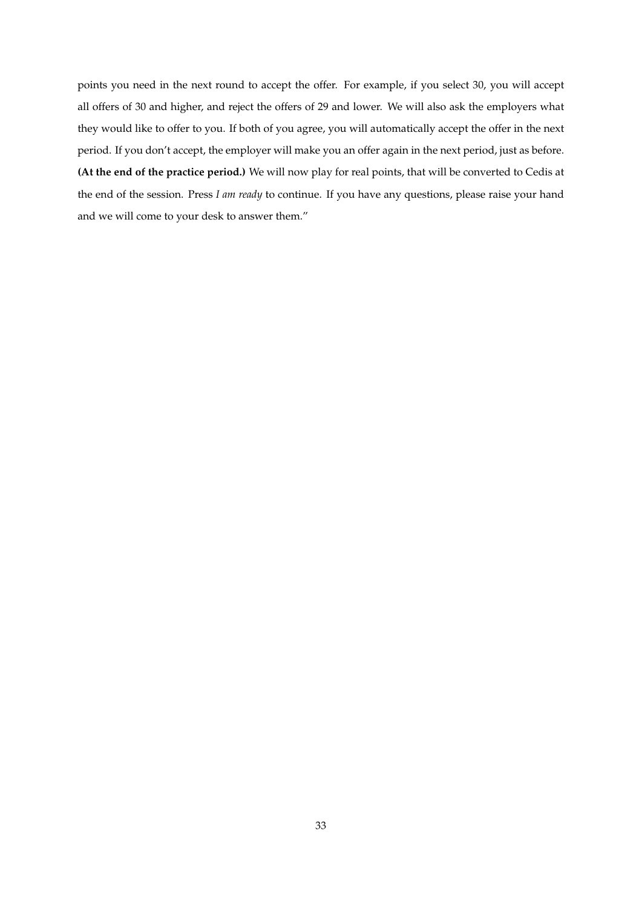points you need in the next round to accept the offer. For example, if you select 30, you will accept all offers of 30 and higher, and reject the offers of 29 and lower. We will also ask the employers what they would like to offer to you. If both of you agree, you will automatically accept the offer in the next period. If you don't accept, the employer will make you an offer again in the next period, just as before. **(At the end of the practice period.)** We will now play for real points, that will be converted to Cedis at the end of the session. Press *I am ready* to continue. If you have any questions, please raise your hand and we will come to your desk to answer them."